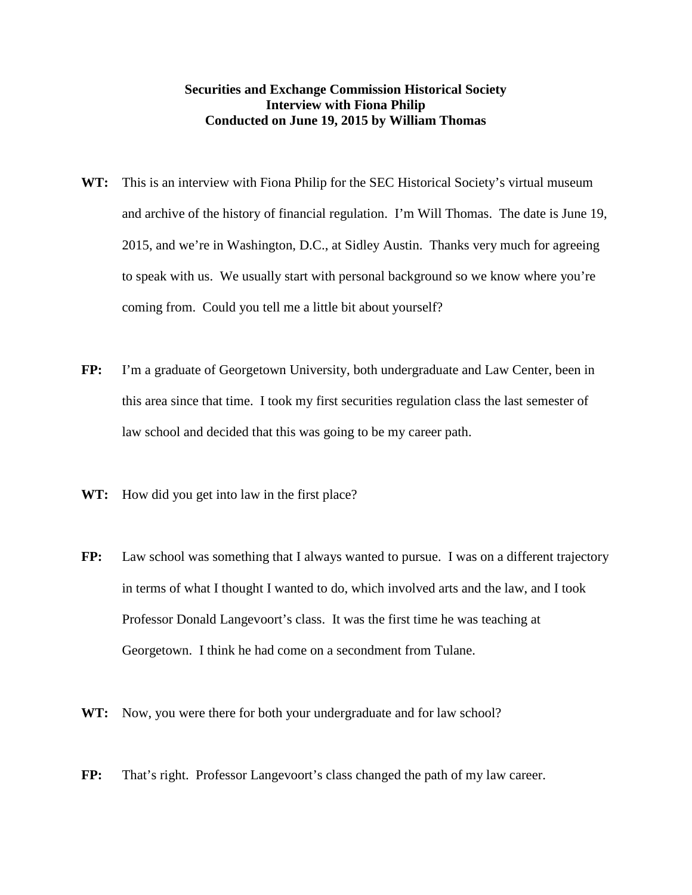**Securities and Exchange Commission Historical Society**
**Interview with Fiona Philip**
**Conducted on June 19, 2015 by William Thomas**

**WT:** This is an interview with Fiona Philip for the SEC Historical Society's virtual museum and archive of the history of financial regulation. I'm Will Thomas. The date is June 19, 2015, and we're in Washington, D.C., at Sidley Austin. Thanks very much for agreeing to speak with us. We usually start with personal background so we know where you're coming from. Could you tell me a little bit about yourself?

**FP:** I'm a graduate of Georgetown University, both undergraduate and Law Center, been in this area since that time. I took my first securities regulation class the last semester of law school and decided that this was going to be my career path.

**WT:** How did you get into law in the first place?

**FP:** Law school was something that I always wanted to pursue. I was on a different trajectory in terms of what I thought I wanted to do, which involved arts and the law, and I took Professor Donald Langevoort's class. It was the first time he was teaching at Georgetown. I think he had come on a secondment from Tulane.

**WT:** Now, you were there for both your undergraduate and for law school?

**FP:** That's right. Professor Langevoort's class changed the path of my law career.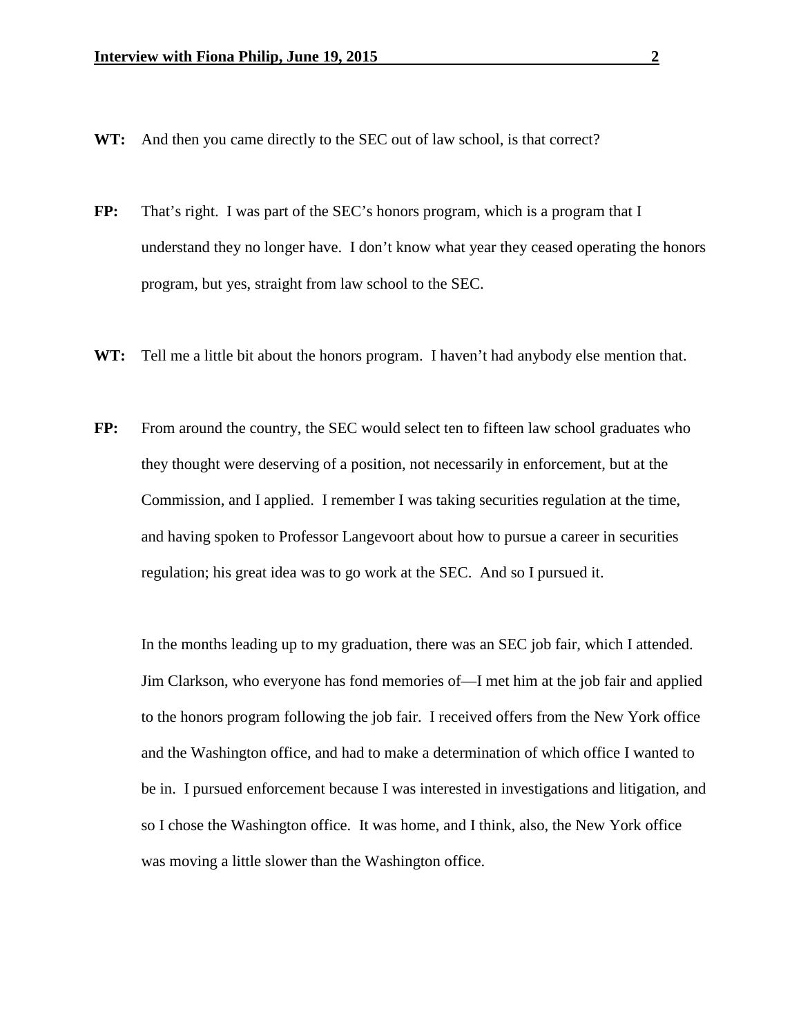**WT:** And then you came directly to the SEC out of law school, is that correct?

**FP:** That's right. I was part of the SEC's honors program, which is a program that I understand they no longer have. I don't know what year they ceased operating the honors program, but yes, straight from law school to the SEC.

**WT:** Tell me a little bit about the honors program. I haven't had anybody else mention that.

**FP:** From around the country, the SEC would select ten to fifteen law school graduates who they thought were deserving of a position, not necessarily in enforcement, but at the Commission, and I applied. I remember I was taking securities regulation at the time, and having spoken to Professor Langevoort about how to pursue a career in securities regulation; his great idea was to go work at the SEC. And so I pursued it.

In the months leading up to my graduation, there was an SEC job fair, which I attended. Jim Clarkson, who everyone has fond memories of—I met him at the job fair and applied to the honors program following the job fair. I received offers from the New York office and the Washington office, and had to make a determination of which office I wanted to be in. I pursued enforcement because I was interested in investigations and litigation, and so I chose the Washington office. It was home, and I think, also, the New York office was moving a little slower than the Washington office.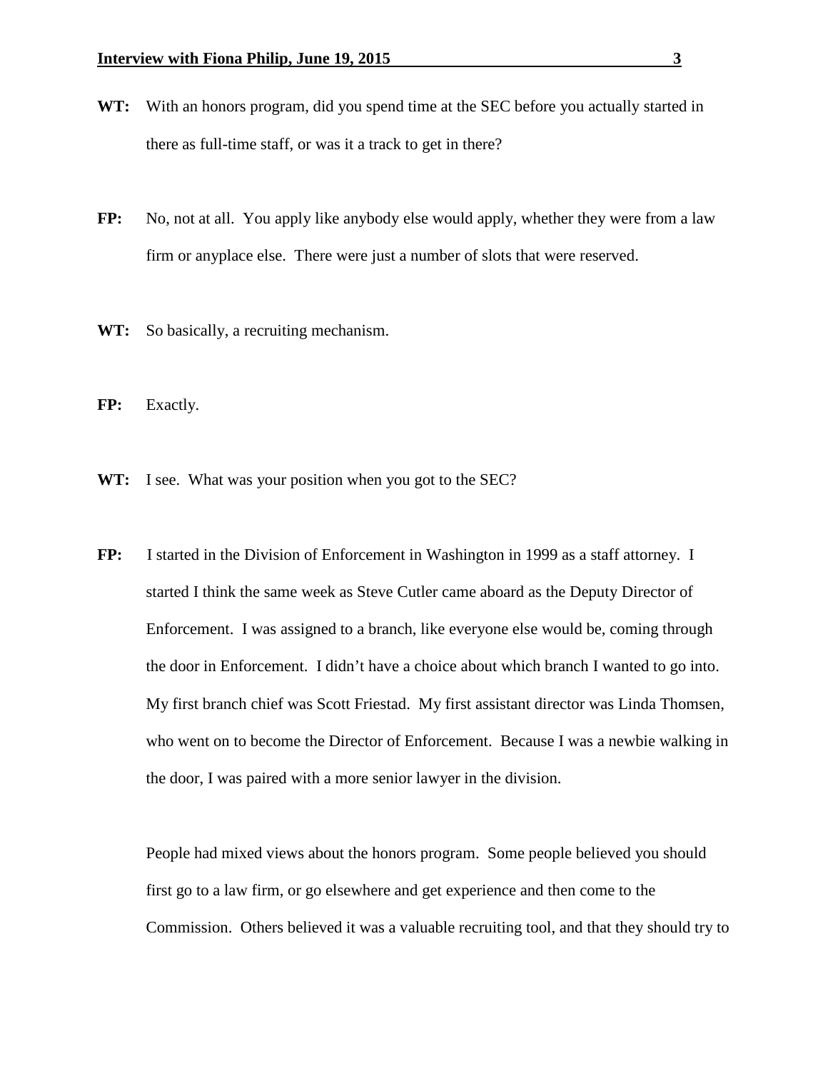**WT:** With an honors program, did you spend time at the SEC before you actually started in there as full-time staff, or was it a track to get in there?

**FP:** No, not at all. You apply like anybody else would apply, whether they were from a law firm or anyplace else. There were just a number of slots that were reserved.

**WT:** So basically, a recruiting mechanism.

**FP:** Exactly.

**WT:** I see. What was your position when you got to the SEC?

**FP:** I started in the Division of Enforcement in Washington in 1999 as a staff attorney. I started I think the same week as Steve Cutler came aboard as the Deputy Director of Enforcement. I was assigned to a branch, like everyone else would be, coming through the door in Enforcement. I didn't have a choice about which branch I wanted to go into. My first branch chief was Scott Friestad. My first assistant director was Linda Thomsen, who went on to become the Director of Enforcement. Because I was a newbie walking in the door, I was paired with a more senior lawyer in the division.

People had mixed views about the honors program. Some people believed you should first go to a law firm, or go elsewhere and get experience and then come to the Commission. Others believed it was a valuable recruiting tool, and that they should try to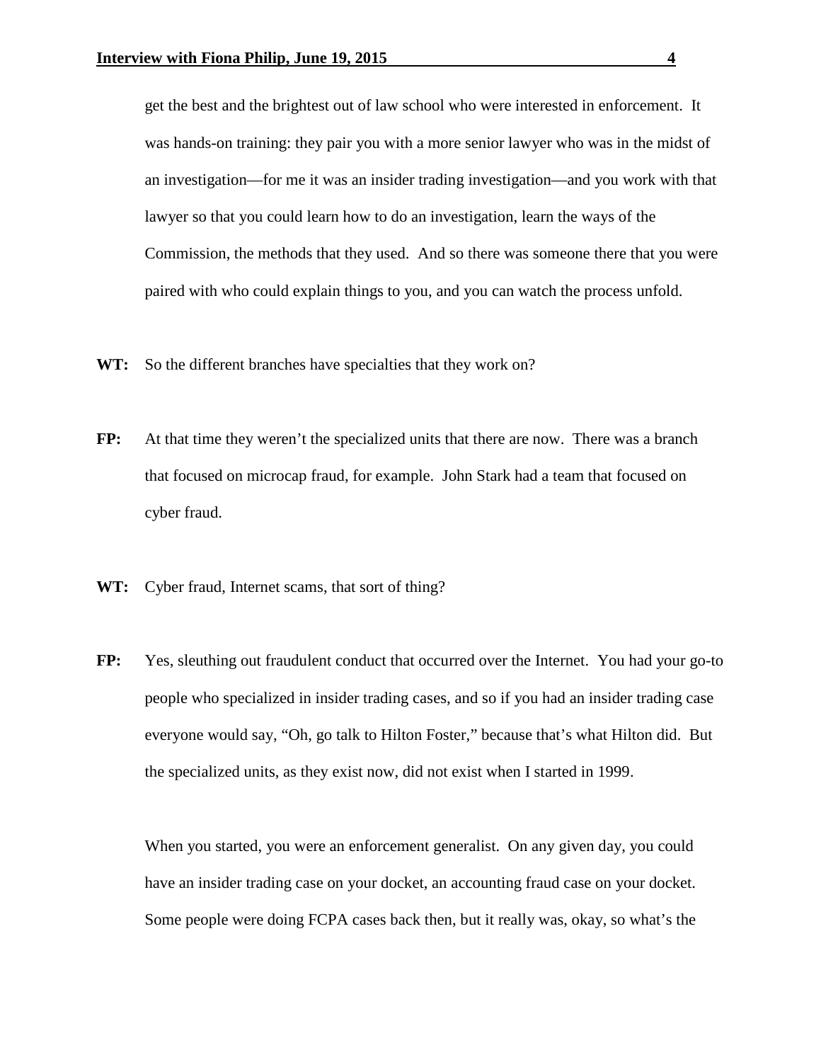get the best and the brightest out of law school who were interested in enforcement. It was hands-on training: they pair you with a more senior lawyer who was in the midst of an investigation—for me it was an insider trading investigation—and you work with that lawyer so that you could learn how to do an investigation, learn the ways of the Commission, the methods that they used. And so there was someone there that you were paired with who could explain things to you, and you can watch the process unfold.

**WT:** So the different branches have specialties that they work on?

**FP:** At that time they weren't the specialized units that there are now. There was a branch that focused on microcap fraud, for example. John Stark had a team that focused on cyber fraud.

**WT:** Cyber fraud, Internet scams, that sort of thing?

**FP:** Yes, sleuthing out fraudulent conduct that occurred over the Internet. You had your go-to people who specialized in insider trading cases, and so if you had an insider trading case everyone would say, "Oh, go talk to Hilton Foster," because that's what Hilton did. But the specialized units, as they exist now, did not exist when I started in 1999.

When you started, you were an enforcement generalist. On any given day, you could have an insider trading case on your docket, an accounting fraud case on your docket. Some people were doing FCPA cases back then, but it really was, okay, so what's the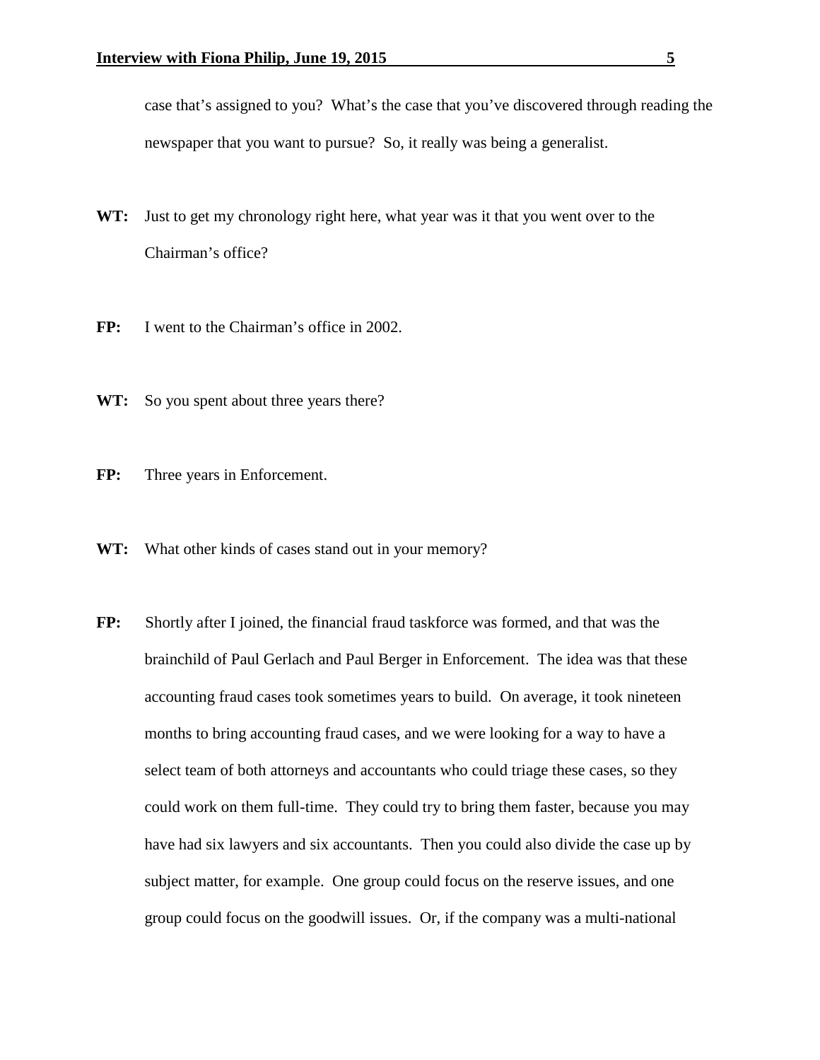case that's assigned to you? What's the case that you've discovered through reading the newspaper that you want to pursue? So, it really was being a generalist.

**WT:** Just to get my chronology right here, what year was it that you went over to the Chairman's office?

**FP:** I went to the Chairman's office in 2002.

**WT:** So you spent about three years there?

**FP:** Three years in Enforcement.

**WT:** What other kinds of cases stand out in your memory?

**FP:** Shortly after I joined, the financial fraud taskforce was formed, and that was the brainchild of Paul Gerlach and Paul Berger in Enforcement. The idea was that these accounting fraud cases took sometimes years to build. On average, it took nineteen months to bring accounting fraud cases, and we were looking for a way to have a select team of both attorneys and accountants who could triage these cases, so they could work on them full-time. They could try to bring them faster, because you may have had six lawyers and six accountants. Then you could also divide the case up by subject matter, for example. One group could focus on the reserve issues, and one group could focus on the goodwill issues. Or, if the company was a multi-national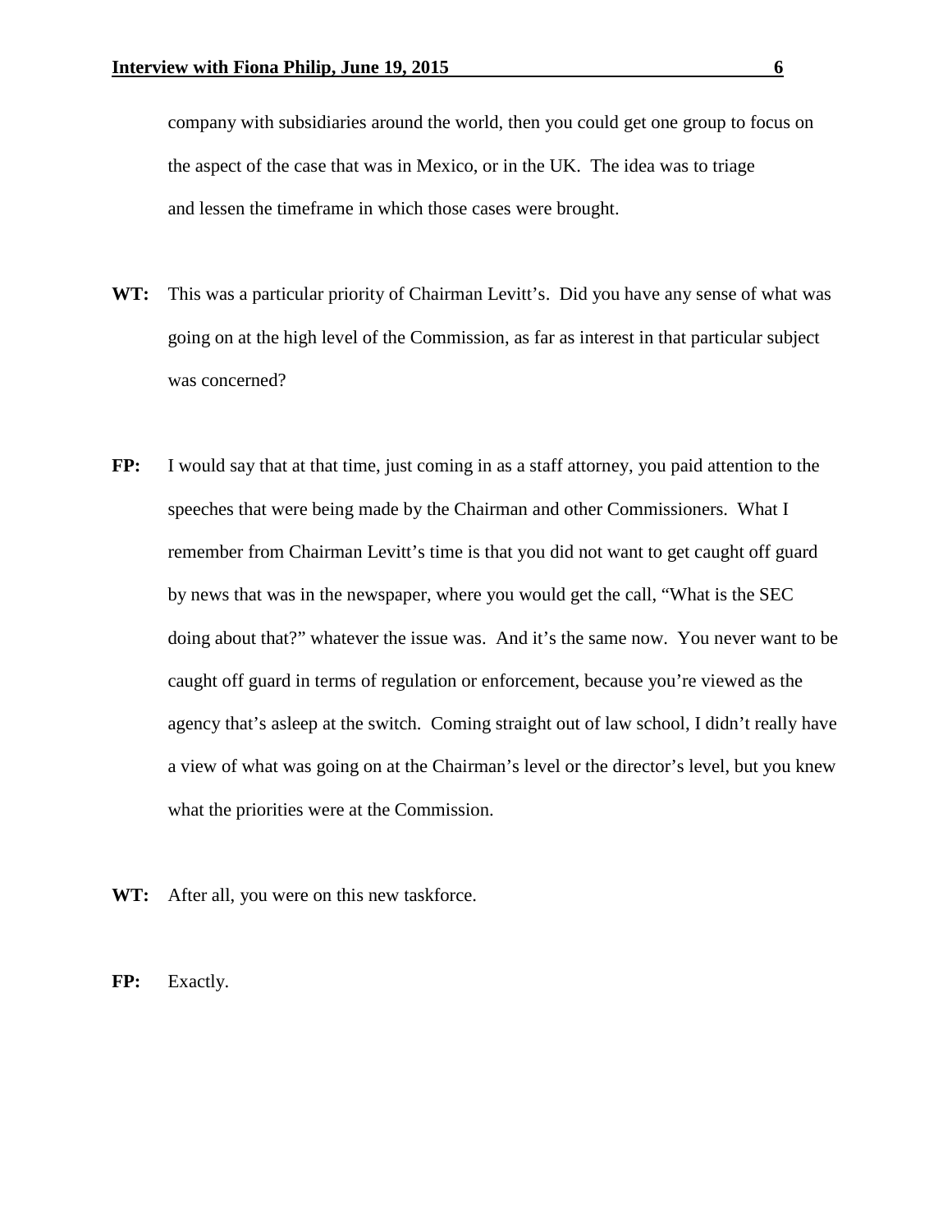company with subsidiaries around the world, then you could get one group to focus on the aspect of the case that was in Mexico, or in the UK. The idea was to triage and lessen the timeframe in which those cases were brought.

**WT:** This was a particular priority of Chairman Levitt's. Did you have any sense of what was going on at the high level of the Commission, as far as interest in that particular subject was concerned?

**FP:** I would say that at that time, just coming in as a staff attorney, you paid attention to the speeches that were being made by the Chairman and other Commissioners. What I remember from Chairman Levitt's time is that you did not want to get caught off guard by news that was in the newspaper, where you would get the call, "What is the SEC doing about that?" whatever the issue was. And it's the same now. You never want to be caught off guard in terms of regulation or enforcement, because you're viewed as the agency that's asleep at the switch. Coming straight out of law school, I didn't really have a view of what was going on at the Chairman's level or the director's level, but you knew what the priorities were at the Commission.

**WT:** After all, you were on this new taskforce.

**FP:** Exactly.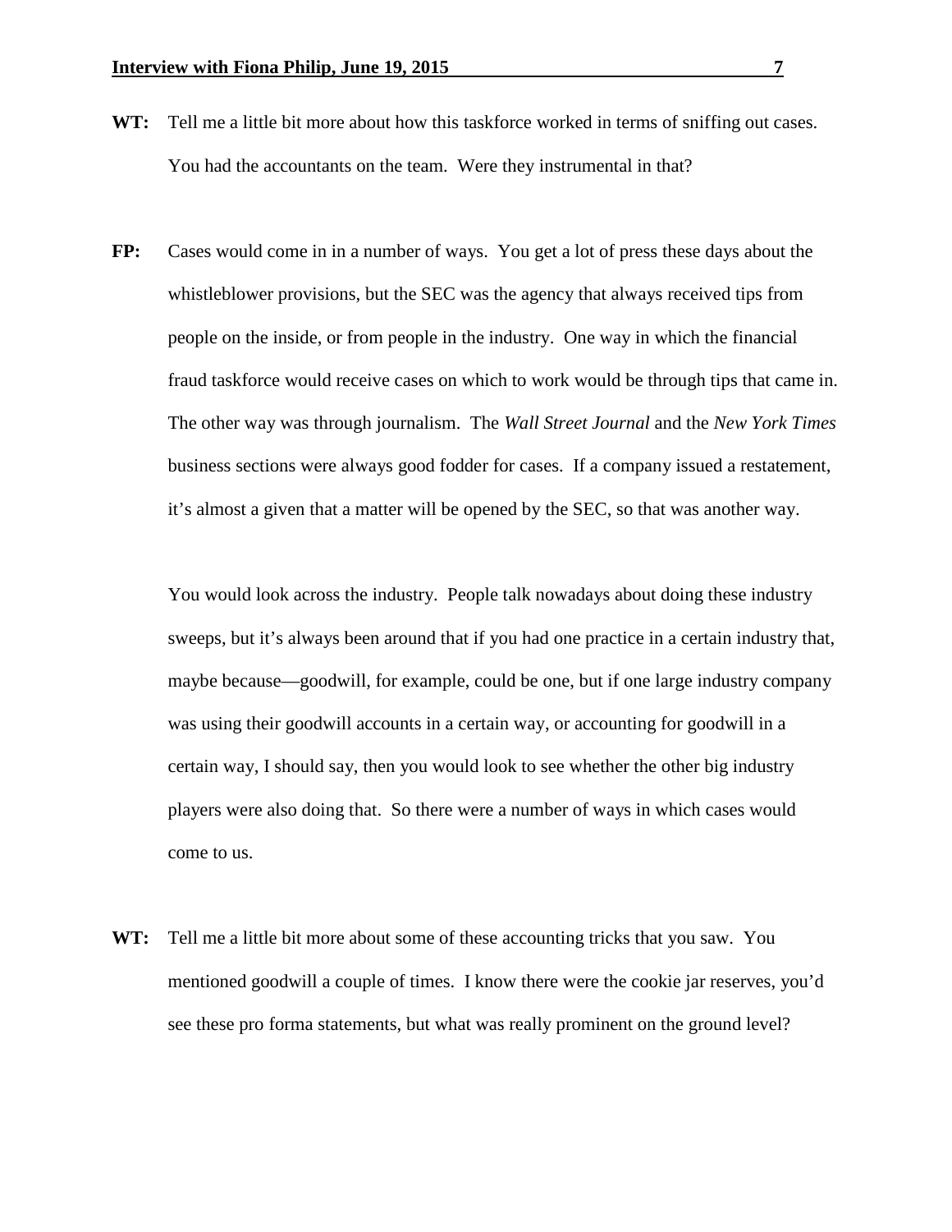**WT:** Tell me a little bit more about how this taskforce worked in terms of sniffing out cases. You had the accountants on the team. Were they instrumental in that?

**FP:** Cases would come in in a number of ways. You get a lot of press these days about the whistleblower provisions, but the SEC was the agency that always received tips from people on the inside, or from people in the industry. One way in which the financial fraud taskforce would receive cases on which to work would be through tips that came in. The other way was through journalism. The *Wall Street Journal* and the *New York Times* business sections were always good fodder for cases. If a company issued a restatement, it's almost a given that a matter will be opened by the SEC, so that was another way.

You would look across the industry. People talk nowadays about doing these industry sweeps, but it's always been around that if you had one practice in a certain industry that, maybe because—goodwill, for example, could be one, but if one large industry company was using their goodwill accounts in a certain way, or accounting for goodwill in a certain way, I should say, then you would look to see whether the other big industry players were also doing that. So there were a number of ways in which cases would come to us.

**WT:** Tell me a little bit more about some of these accounting tricks that you saw. You mentioned goodwill a couple of times. I know there were the cookie jar reserves, you'd see these pro forma statements, but what was really prominent on the ground level?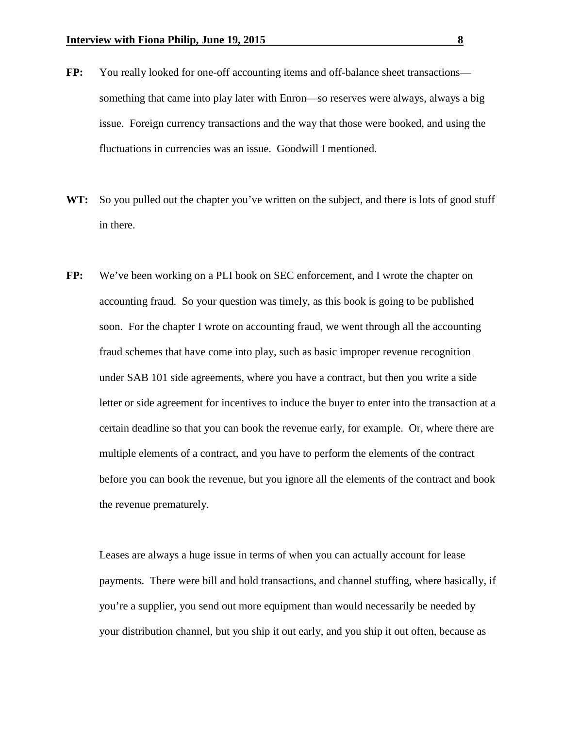**FP:** You really looked for one-off accounting items and off-balance sheet transactions—something that came into play later with Enron—so reserves were always, always a big issue. Foreign currency transactions and the way that those were booked, and using the fluctuations in currencies was an issue. Goodwill I mentioned.

**WT:** So you pulled out the chapter you've written on the subject, and there is lots of good stuff in there.

**FP:** We've been working on a PLI book on SEC enforcement, and I wrote the chapter on accounting fraud. So your question was timely, as this book is going to be published soon. For the chapter I wrote on accounting fraud, we went through all the accounting fraud schemes that have come into play, such as basic improper revenue recognition under SAB 101 side agreements, where you have a contract, but then you write a side letter or side agreement for incentives to induce the buyer to enter into the transaction at a certain deadline so that you can book the revenue early, for example. Or, where there are multiple elements of a contract, and you have to perform the elements of the contract before you can book the revenue, but you ignore all the elements of the contract and book the revenue prematurely.

Leases are always a huge issue in terms of when you can actually account for lease payments. There were bill and hold transactions, and channel stuffing, where basically, if you're a supplier, you send out more equipment than would necessarily be needed by your distribution channel, but you ship it out early, and you ship it out often, because as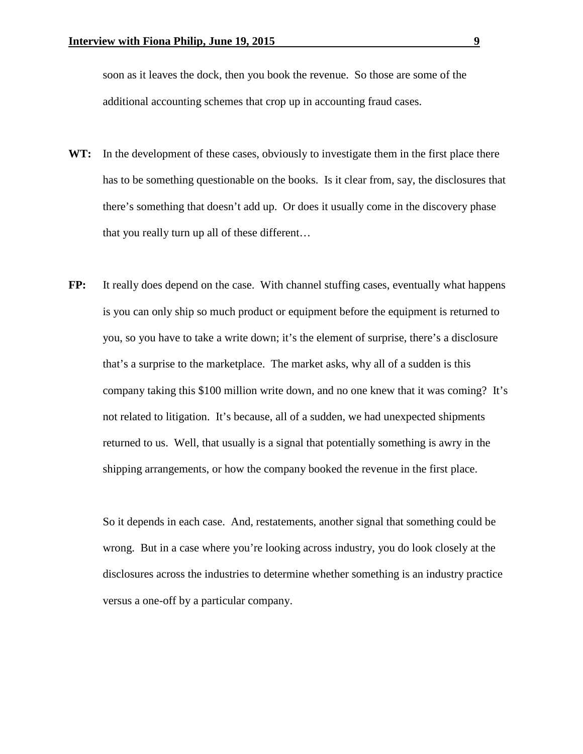soon as it leaves the dock, then you book the revenue. So those are some of the additional accounting schemes that crop up in accounting fraud cases.

**WT:** In the development of these cases, obviously to investigate them in the first place there has to be something questionable on the books. Is it clear from, say, the disclosures that there's something that doesn't add up. Or does it usually come in the discovery phase that you really turn up all of these different…

**FP:** It really does depend on the case. With channel stuffing cases, eventually what happens is you can only ship so much product or equipment before the equipment is returned to you, so you have to take a write down; it's the element of surprise, there's a disclosure that's a surprise to the marketplace. The market asks, why all of a sudden is this company taking this $100 million write down, and no one knew that it was coming? It's not related to litigation. It's because, all of a sudden, we had unexpected shipments returned to us. Well, that usually is a signal that potentially something is awry in the shipping arrangements, or how the company booked the revenue in the first place.

So it depends in each case. And, restatements, another signal that something could be wrong. But in a case where you're looking across industry, you do look closely at the disclosures across the industries to determine whether something is an industry practice versus a one-off by a particular company.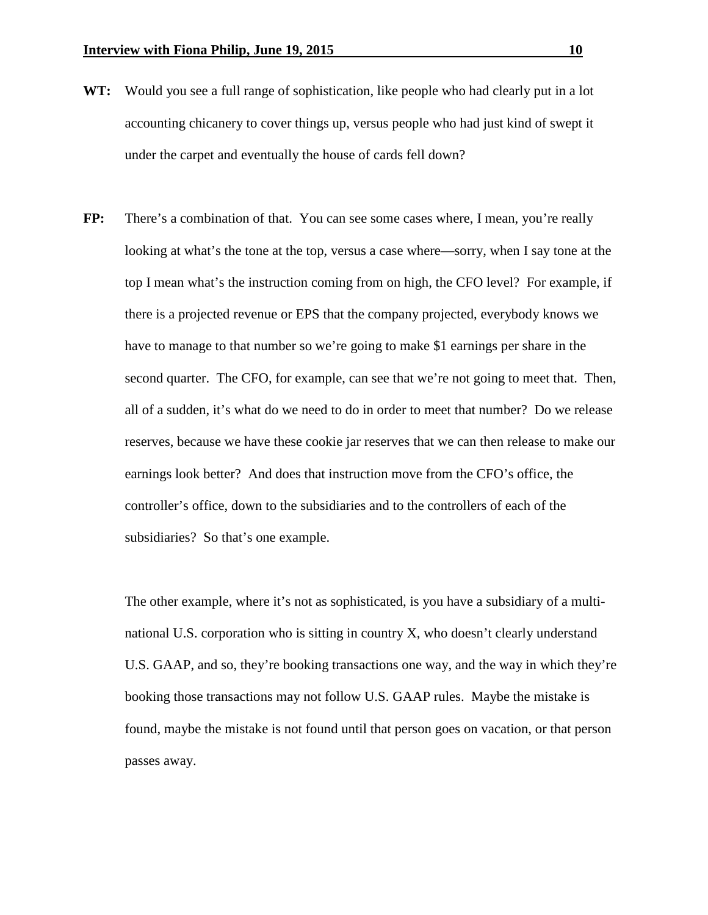**WT:** Would you see a full range of sophistication, like people who had clearly put in a lot accounting chicanery to cover things up, versus people who had just kind of swept it under the carpet and eventually the house of cards fell down?

**FP:** There's a combination of that. You can see some cases where, I mean, you're really looking at what's the tone at the top, versus a case where—sorry, when I say tone at the top I mean what's the instruction coming from on high, the CFO level? For example, if there is a projected revenue or EPS that the company projected, everybody knows we have to manage to that number so we're going to make $1 earnings per share in the second quarter. The CFO, for example, can see that we're not going to meet that. Then, all of a sudden, it's what do we need to do in order to meet that number? Do we release reserves, because we have these cookie jar reserves that we can then release to make our earnings look better? And does that instruction move from the CFO's office, the controller's office, down to the subsidiaries and to the controllers of each of the subsidiaries? So that's one example.

The other example, where it's not as sophisticated, is you have a subsidiary of a multi-national U.S. corporation who is sitting in country X, who doesn't clearly understand U.S. GAAP, and so, they're booking transactions one way, and the way in which they're booking those transactions may not follow U.S. GAAP rules. Maybe the mistake is found, maybe the mistake is not found until that person goes on vacation, or that person passes away.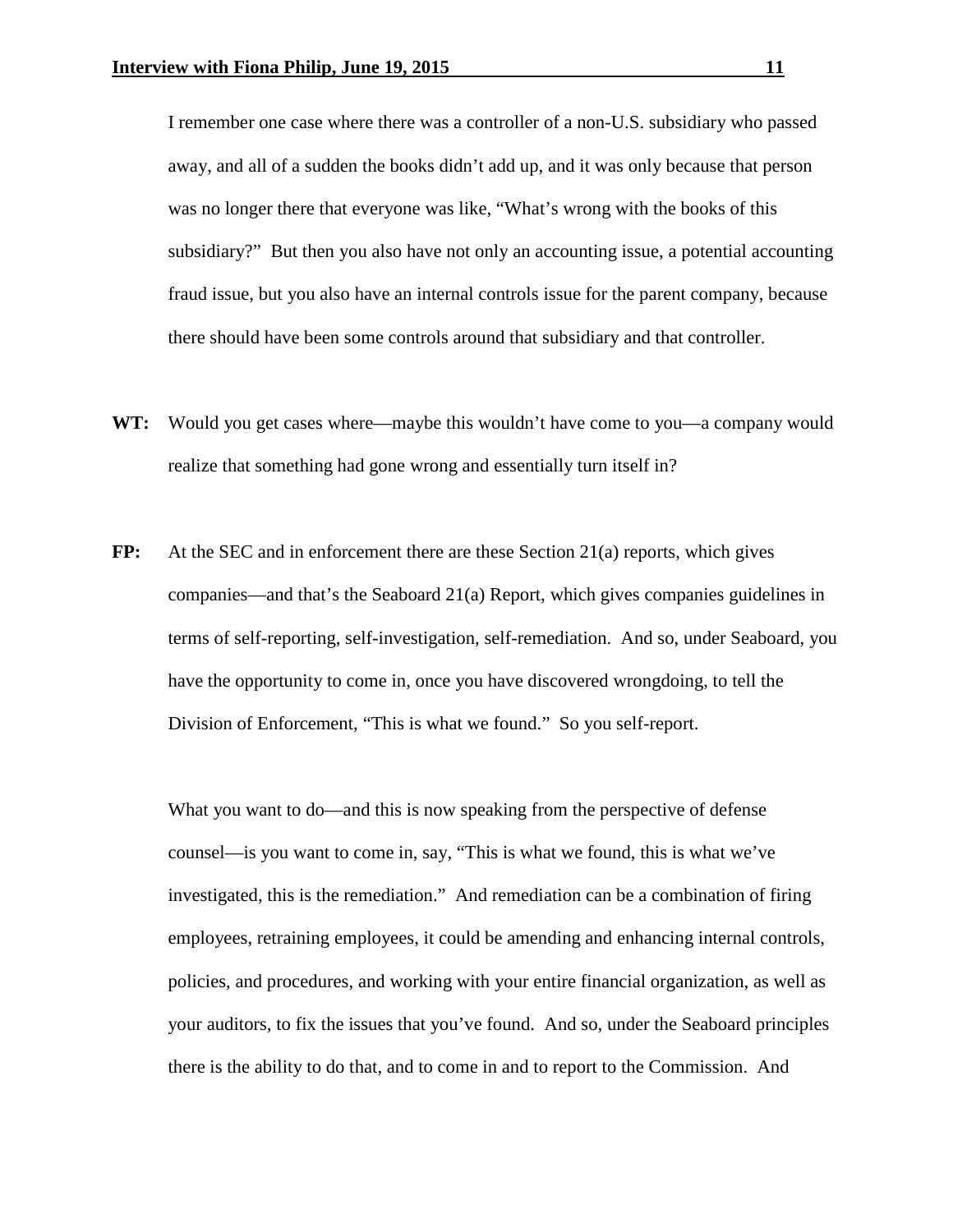I remember one case where there was a controller of a non-U.S. subsidiary who passed away, and all of a sudden the books didn't add up, and it was only because that person was no longer there that everyone was like, "What's wrong with the books of this subsidiary?" But then you also have not only an accounting issue, a potential accounting fraud issue, but you also have an internal controls issue for the parent company, because there should have been some controls around that subsidiary and that controller.

**WT:** Would you get cases where—maybe this wouldn't have come to you—a company would realize that something had gone wrong and essentially turn itself in?

**FP:** At the SEC and in enforcement there are these Section 21(a) reports, which gives companies—and that's the Seaboard 21(a) Report, which gives companies guidelines in terms of self-reporting, self-investigation, self-remediation. And so, under Seaboard, you have the opportunity to come in, once you have discovered wrongdoing, to tell the Division of Enforcement, "This is what we found." So you self-report.

What you want to do—and this is now speaking from the perspective of defense counsel—is you want to come in, say, "This is what we found, this is what we've investigated, this is the remediation." And remediation can be a combination of firing employees, retraining employees, it could be amending and enhancing internal controls, policies, and procedures, and working with your entire financial organization, as well as your auditors, to fix the issues that you've found. And so, under the Seaboard principles there is the ability to do that, and to come in and to report to the Commission. And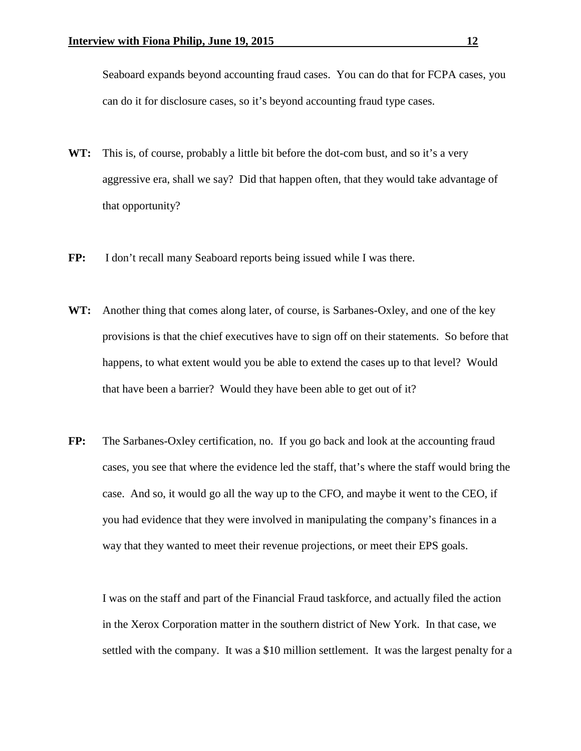Seaboard expands beyond accounting fraud cases. You can do that for FCPA cases, you can do it for disclosure cases, so it's beyond accounting fraud type cases.

**WT:** This is, of course, probably a little bit before the dot-com bust, and so it's a very aggressive era, shall we say? Did that happen often, that they would take advantage of that opportunity?

**FP:** I don't recall many Seaboard reports being issued while I was there.

**WT:** Another thing that comes along later, of course, is Sarbanes-Oxley, and one of the key provisions is that the chief executives have to sign off on their statements. So before that happens, to what extent would you be able to extend the cases up to that level? Would that have been a barrier? Would they have been able to get out of it?

**FP:** The Sarbanes-Oxley certification, no. If you go back and look at the accounting fraud cases, you see that where the evidence led the staff, that's where the staff would bring the case. And so, it would go all the way up to the CFO, and maybe it went to the CEO, if you had evidence that they were involved in manipulating the company's finances in a way that they wanted to meet their revenue projections, or meet their EPS goals.

I was on the staff and part of the Financial Fraud taskforce, and actually filed the action in the Xerox Corporation matter in the southern district of New York. In that case, we settled with the company. It was a $10 million settlement. It was the largest penalty for a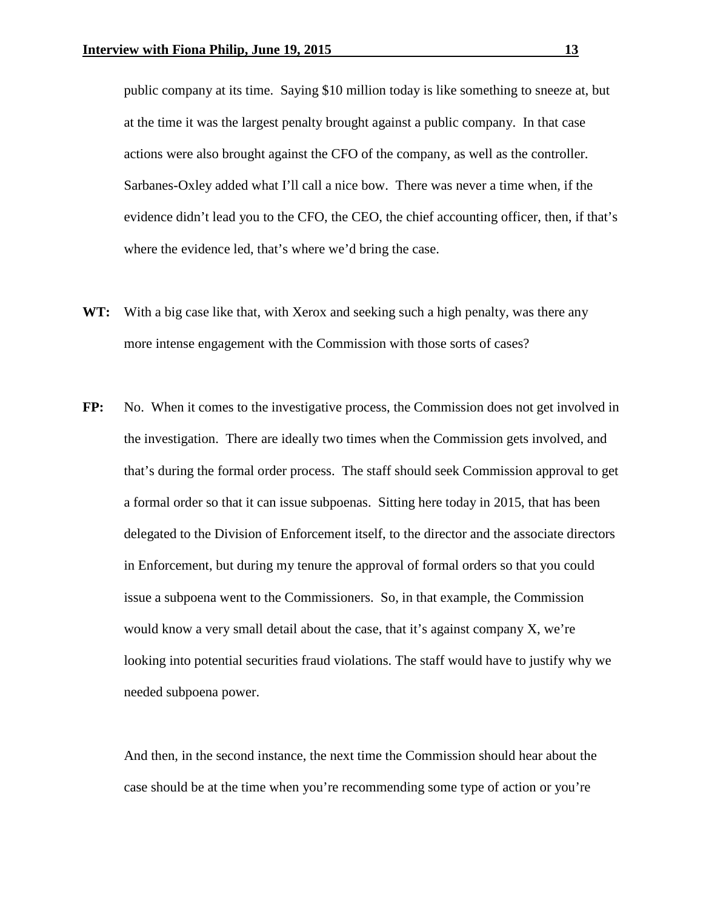public company at its time. Saying $10 million today is like something to sneeze at, but at the time it was the largest penalty brought against a public company. In that case actions were also brought against the CFO of the company, as well as the controller. Sarbanes-Oxley added what I'll call a nice bow. There was never a time when, if the evidence didn't lead you to the CFO, the CEO, the chief accounting officer, then, if that's where the evidence led, that's where we'd bring the case.

**WT:** With a big case like that, with Xerox and seeking such a high penalty, was there any more intense engagement with the Commission with those sorts of cases?

**FP:** No. When it comes to the investigative process, the Commission does not get involved in the investigation. There are ideally two times when the Commission gets involved, and that's during the formal order process. The staff should seek Commission approval to get a formal order so that it can issue subpoenas. Sitting here today in 2015, that has been delegated to the Division of Enforcement itself, to the director and the associate directors in Enforcement, but during my tenure the approval of formal orders so that you could issue a subpoena went to the Commissioners. So, in that example, the Commission would know a very small detail about the case, that it's against company X, we're looking into potential securities fraud violations. The staff would have to justify why we needed subpoena power.

And then, in the second instance, the next time the Commission should hear about the case should be at the time when you're recommending some type of action or you're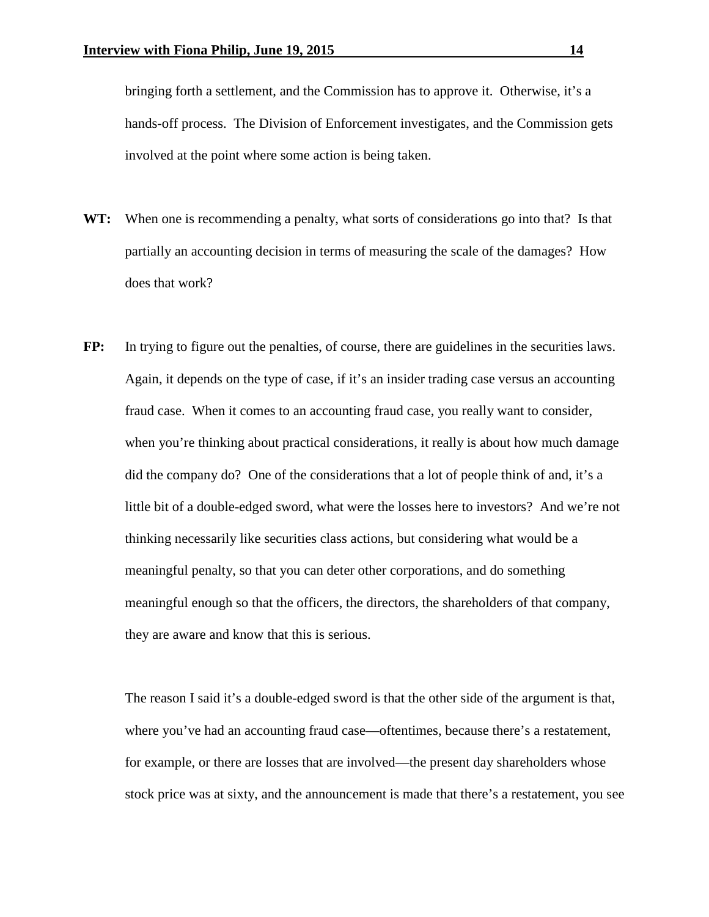bringing forth a settlement, and the Commission has to approve it. Otherwise, it's a hands-off process. The Division of Enforcement investigates, and the Commission gets involved at the point where some action is being taken.

**WT:** When one is recommending a penalty, what sorts of considerations go into that? Is that partially an accounting decision in terms of measuring the scale of the damages? How does that work?

**FP:** In trying to figure out the penalties, of course, there are guidelines in the securities laws. Again, it depends on the type of case, if it's an insider trading case versus an accounting fraud case. When it comes to an accounting fraud case, you really want to consider, when you're thinking about practical considerations, it really is about how much damage did the company do? One of the considerations that a lot of people think of and, it's a little bit of a double-edged sword, what were the losses here to investors? And we're not thinking necessarily like securities class actions, but considering what would be a meaningful penalty, so that you can deter other corporations, and do something meaningful enough so that the officers, the directors, the shareholders of that company, they are aware and know that this is serious.

The reason I said it's a double-edged sword is that the other side of the argument is that, where you've had an accounting fraud case—oftentimes, because there's a restatement, for example, or there are losses that are involved—the present day shareholders whose stock price was at sixty, and the announcement is made that there's a restatement, you see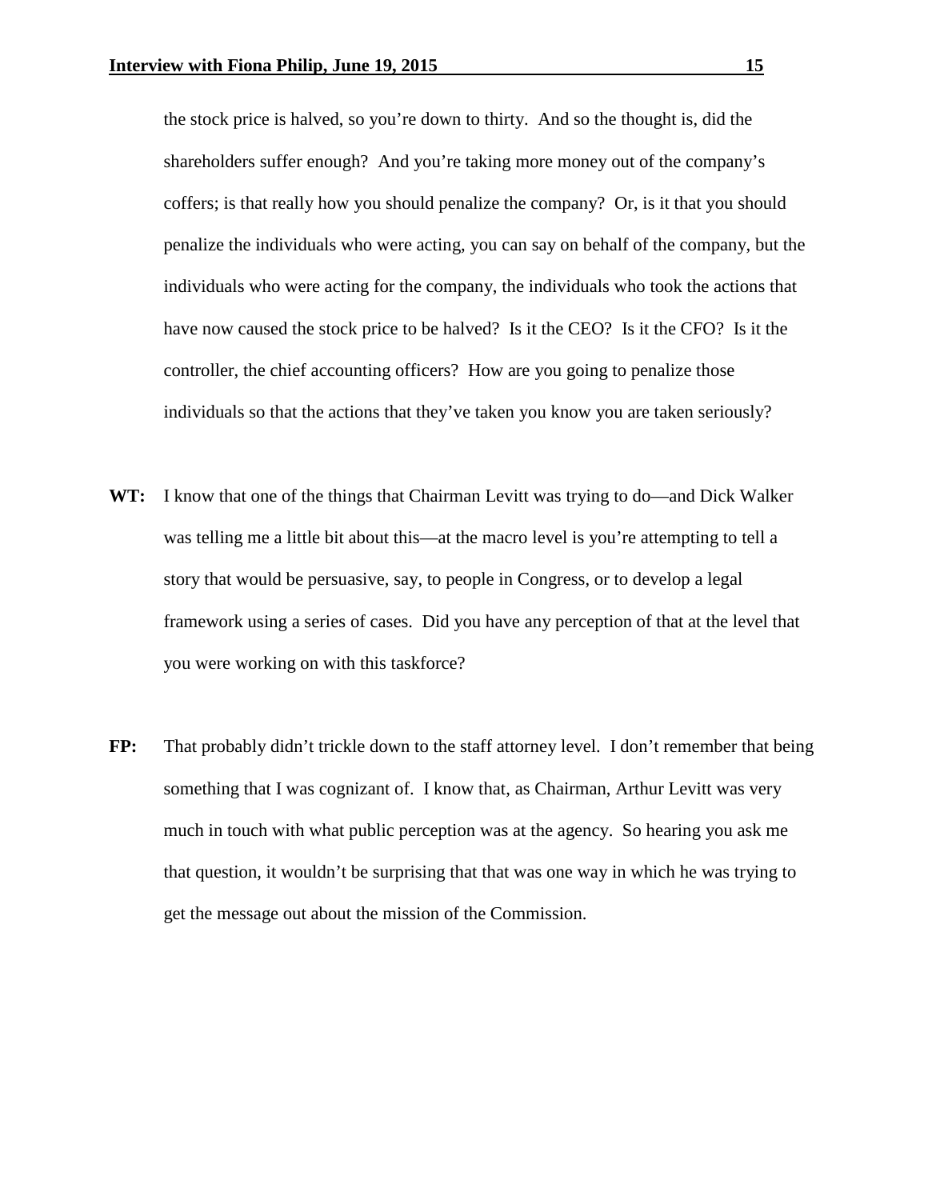the stock price is halved, so you're down to thirty. And so the thought is, did the shareholders suffer enough? And you're taking more money out of the company's coffers; is that really how you should penalize the company? Or, is it that you should penalize the individuals who were acting, you can say on behalf of the company, but the individuals who were acting for the company, the individuals who took the actions that have now caused the stock price to be halved? Is it the CEO? Is it the CFO? Is it the controller, the chief accounting officers? How are you going to penalize those individuals so that the actions that they've taken you know you are taken seriously?

**WT:** I know that one of the things that Chairman Levitt was trying to do—and Dick Walker was telling me a little bit about this—at the macro level is you're attempting to tell a story that would be persuasive, say, to people in Congress, or to develop a legal framework using a series of cases. Did you have any perception of that at the level that you were working on with this taskforce?

**FP:** That probably didn't trickle down to the staff attorney level. I don't remember that being something that I was cognizant of. I know that, as Chairman, Arthur Levitt was very much in touch with what public perception was at the agency. So hearing you ask me that question, it wouldn't be surprising that that was one way in which he was trying to get the message out about the mission of the Commission.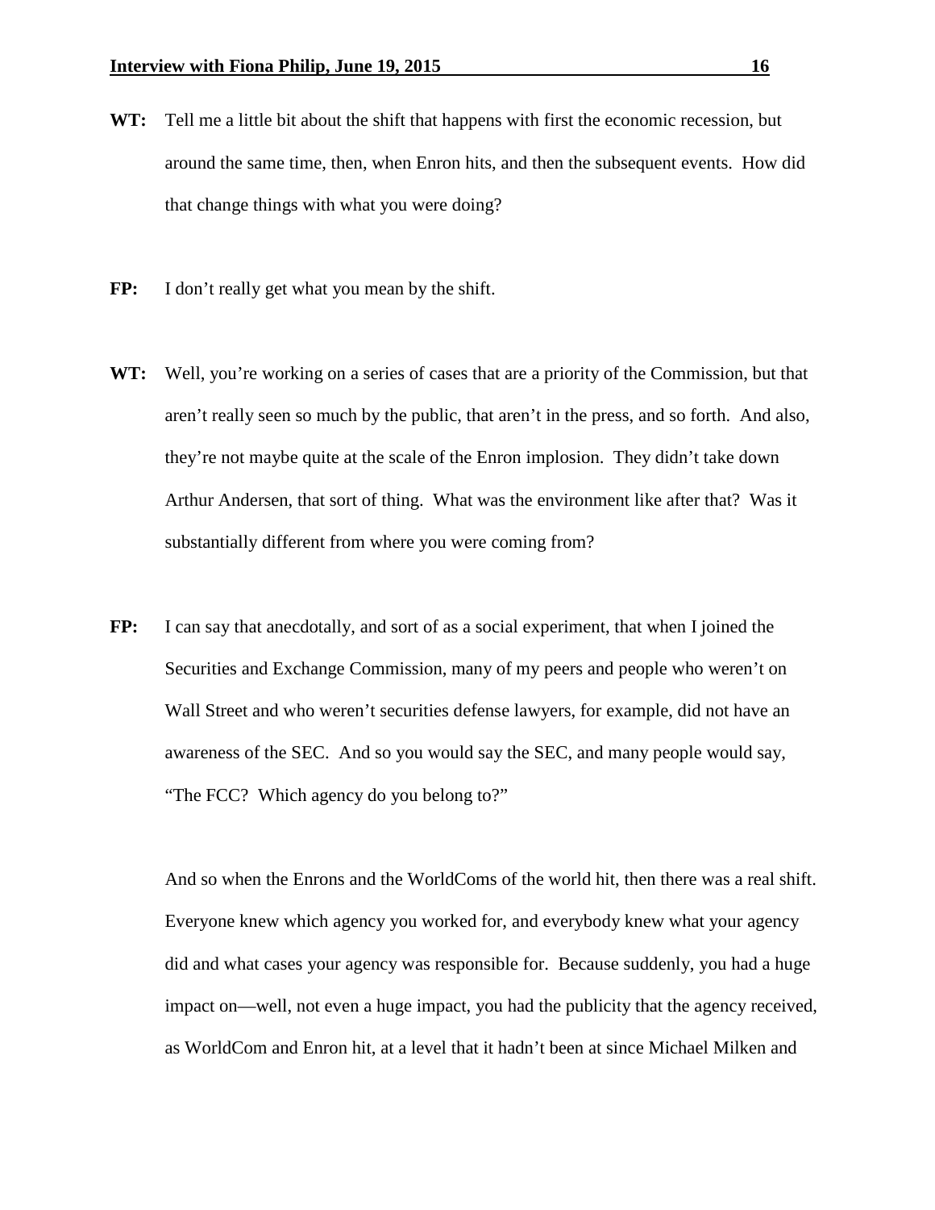**WT:** Tell me a little bit about the shift that happens with first the economic recession, but around the same time, then, when Enron hits, and then the subsequent events. How did that change things with what you were doing?

**FP:** I don't really get what you mean by the shift.

**WT:** Well, you're working on a series of cases that are a priority of the Commission, but that aren't really seen so much by the public, that aren't in the press, and so forth. And also, they're not maybe quite at the scale of the Enron implosion. They didn't take down Arthur Andersen, that sort of thing. What was the environment like after that? Was it substantially different from where you were coming from?

**FP:** I can say that anecdotally, and sort of as a social experiment, that when I joined the Securities and Exchange Commission, many of my peers and people who weren't on Wall Street and who weren't securities defense lawyers, for example, did not have an awareness of the SEC. And so you would say the SEC, and many people would say, "The FCC? Which agency do you belong to?"

And so when the Enrons and the WorldComs of the world hit, then there was a real shift. Everyone knew which agency you worked for, and everybody knew what your agency did and what cases your agency was responsible for. Because suddenly, you had a huge impact on—well, not even a huge impact, you had the publicity that the agency received, as WorldCom and Enron hit, at a level that it hadn't been at since Michael Milken and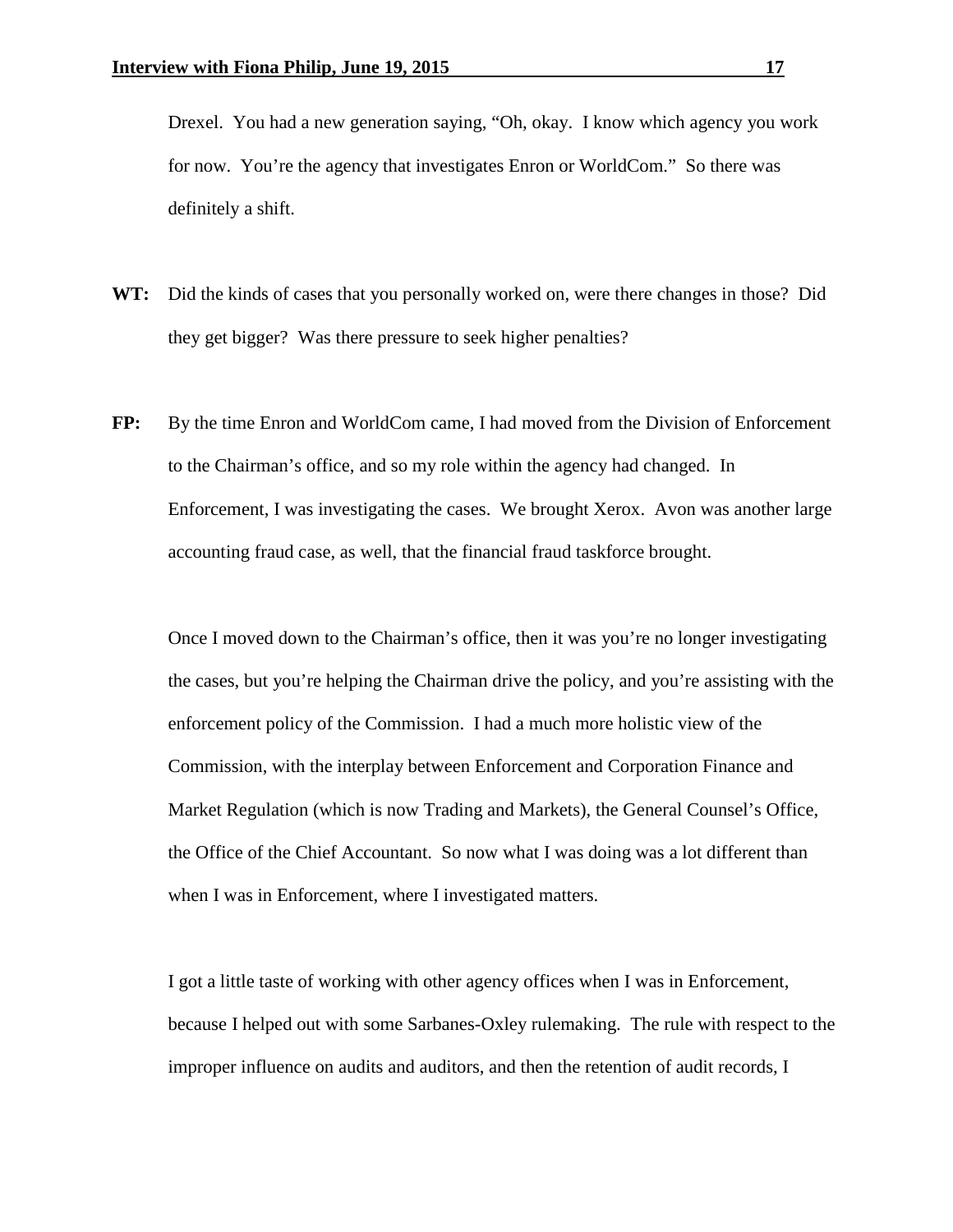Drexel. You had a new generation saying, "Oh, okay. I know which agency you work for now. You're the agency that investigates Enron or WorldCom." So there was definitely a shift.

**WT:** Did the kinds of cases that you personally worked on, were there changes in those? Did they get bigger? Was there pressure to seek higher penalties?

**FP:** By the time Enron and WorldCom came, I had moved from the Division of Enforcement to the Chairman's office, and so my role within the agency had changed. In Enforcement, I was investigating the cases. We brought Xerox. Avon was another large accounting fraud case, as well, that the financial fraud taskforce brought.

Once I moved down to the Chairman's office, then it was you're no longer investigating the cases, but you're helping the Chairman drive the policy, and you're assisting with the enforcement policy of the Commission. I had a much more holistic view of the Commission, with the interplay between Enforcement and Corporation Finance and Market Regulation (which is now Trading and Markets), the General Counsel's Office, the Office of the Chief Accountant. So now what I was doing was a lot different than when I was in Enforcement, where I investigated matters.

I got a little taste of working with other agency offices when I was in Enforcement, because I helped out with some Sarbanes-Oxley rulemaking. The rule with respect to the improper influence on audits and auditors, and then the retention of audit records, I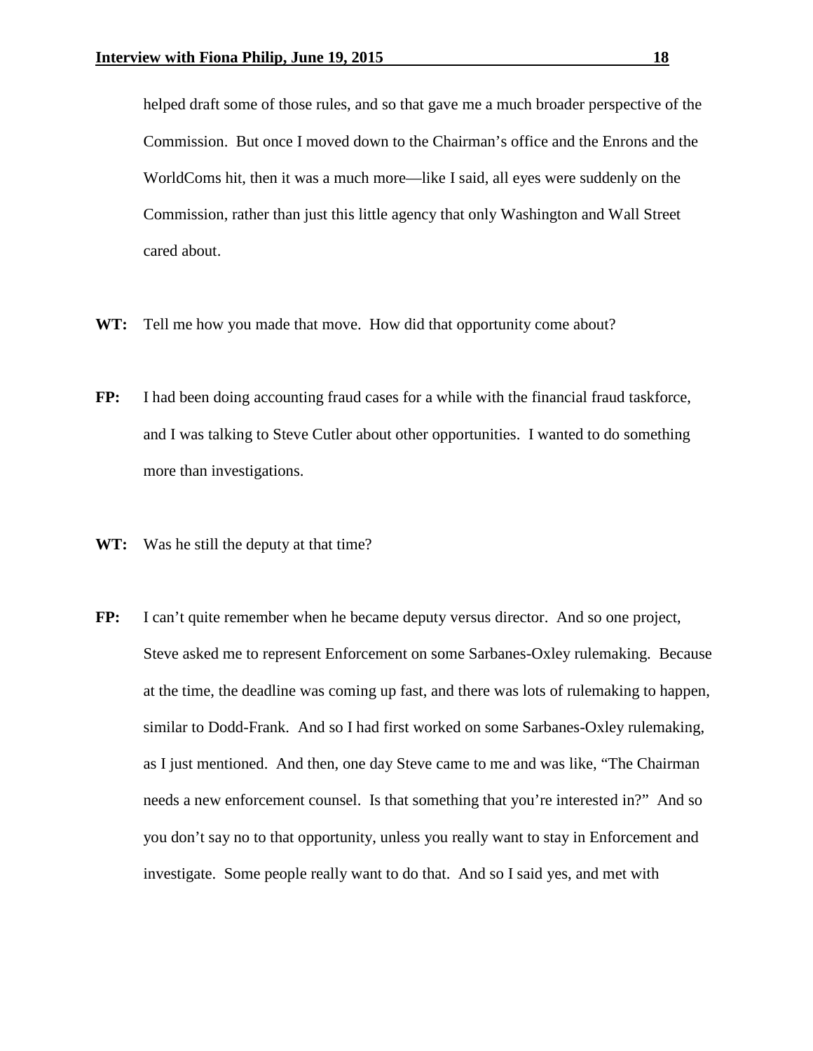helped draft some of those rules, and so that gave me a much broader perspective of the Commission. But once I moved down to the Chairman's office and the Enrons and the WorldComs hit, then it was a much more—like I said, all eyes were suddenly on the Commission, rather than just this little agency that only Washington and Wall Street cared about.

**WT:** Tell me how you made that move. How did that opportunity come about?

**FP:** I had been doing accounting fraud cases for a while with the financial fraud taskforce, and I was talking to Steve Cutler about other opportunities. I wanted to do something more than investigations.

**WT:** Was he still the deputy at that time?

**FP:** I can't quite remember when he became deputy versus director. And so one project, Steve asked me to represent Enforcement on some Sarbanes-Oxley rulemaking. Because at the time, the deadline was coming up fast, and there was lots of rulemaking to happen, similar to Dodd-Frank. And so I had first worked on some Sarbanes-Oxley rulemaking, as I just mentioned. And then, one day Steve came to me and was like, "The Chairman needs a new enforcement counsel. Is that something that you're interested in?" And so you don't say no to that opportunity, unless you really want to stay in Enforcement and investigate. Some people really want to do that. And so I said yes, and met with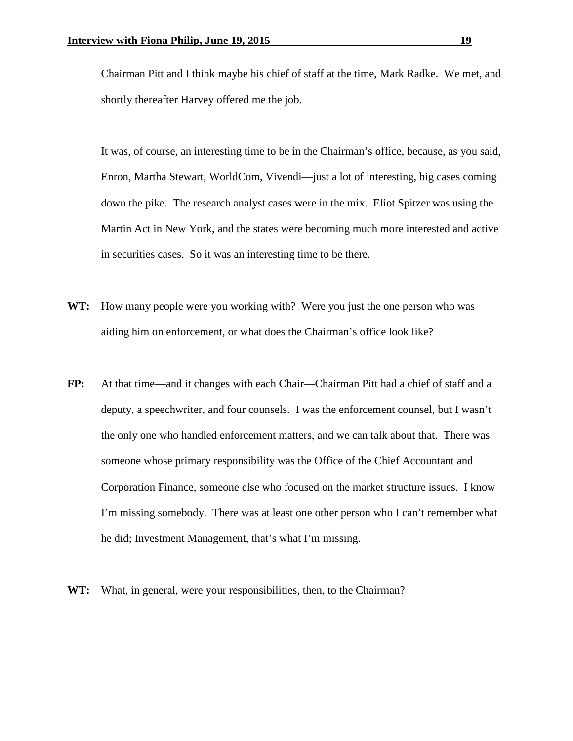Chairman Pitt and I think maybe his chief of staff at the time, Mark Radke. We met, and shortly thereafter Harvey offered me the job.

It was, of course, an interesting time to be in the Chairman's office, because, as you said, Enron, Martha Stewart, WorldCom, Vivendi—just a lot of interesting, big cases coming down the pike. The research analyst cases were in the mix. Eliot Spitzer was using the Martin Act in New York, and the states were becoming much more interested and active in securities cases. So it was an interesting time to be there.

**WT:** How many people were you working with? Were you just the one person who was aiding him on enforcement, or what does the Chairman's office look like?

**FP:** At that time—and it changes with each Chair—Chairman Pitt had a chief of staff and a deputy, a speechwriter, and four counsels. I was the enforcement counsel, but I wasn't the only one who handled enforcement matters, and we can talk about that. There was someone whose primary responsibility was the Office of the Chief Accountant and Corporation Finance, someone else who focused on the market structure issues. I know I'm missing somebody. There was at least one other person who I can't remember what he did; Investment Management, that's what I'm missing.

**WT:** What, in general, were your responsibilities, then, to the Chairman?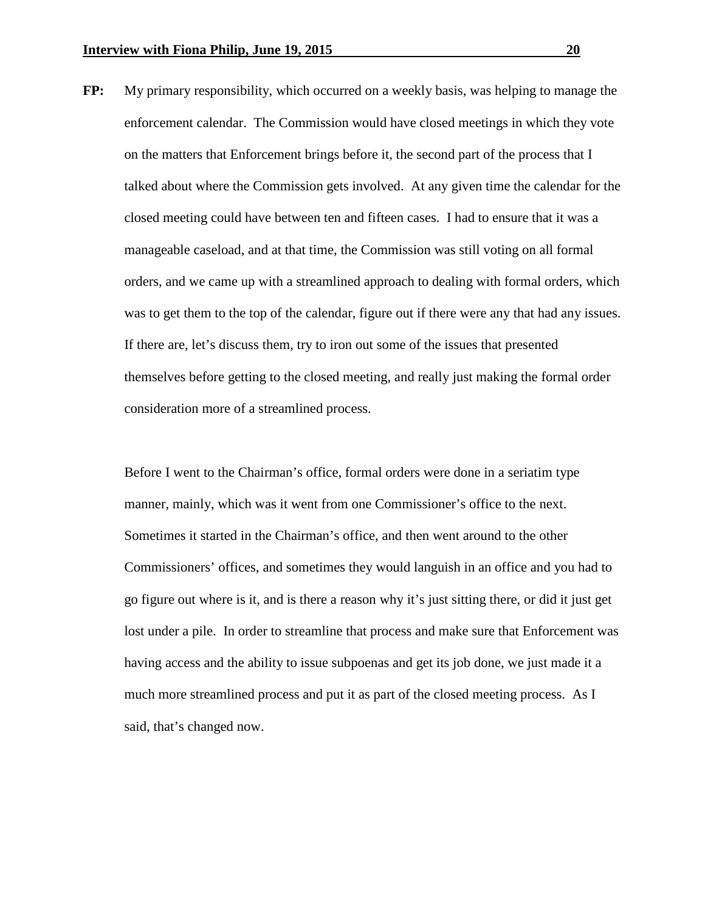**FP:** My primary responsibility, which occurred on a weekly basis, was helping to manage the enforcement calendar. The Commission would have closed meetings in which they vote on the matters that Enforcement brings before it, the second part of the process that I talked about where the Commission gets involved. At any given time the calendar for the closed meeting could have between ten and fifteen cases. I had to ensure that it was a manageable caseload, and at that time, the Commission was still voting on all formal orders, and we came up with a streamlined approach to dealing with formal orders, which was to get them to the top of the calendar, figure out if there were any that had any issues. If there are, let's discuss them, try to iron out some of the issues that presented themselves before getting to the closed meeting, and really just making the formal order consideration more of a streamlined process.

Before I went to the Chairman's office, formal orders were done in a seriatim type manner, mainly, which was it went from one Commissioner's office to the next. Sometimes it started in the Chairman's office, and then went around to the other Commissioners' offices, and sometimes they would languish in an office and you had to go figure out where is it, and is there a reason why it's just sitting there, or did it just get lost under a pile. In order to streamline that process and make sure that Enforcement was having access and the ability to issue subpoenas and get its job done, we just made it a much more streamlined process and put it as part of the closed meeting process. As I said, that's changed now.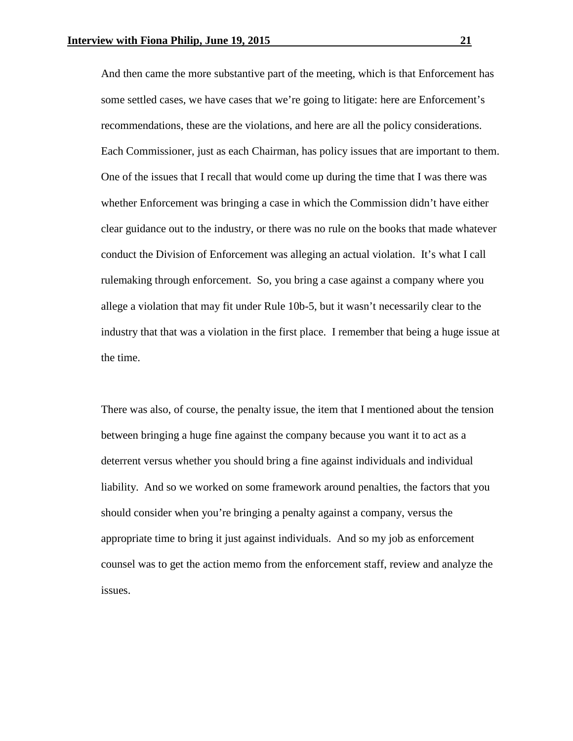And then came the more substantive part of the meeting, which is that Enforcement has some settled cases, we have cases that we're going to litigate: here are Enforcement's recommendations, these are the violations, and here are all the policy considerations. Each Commissioner, just as each Chairman, has policy issues that are important to them. One of the issues that I recall that would come up during the time that I was there was whether Enforcement was bringing a case in which the Commission didn't have either clear guidance out to the industry, or there was no rule on the books that made whatever conduct the Division of Enforcement was alleging an actual violation. It's what I call rulemaking through enforcement. So, you bring a case against a company where you allege a violation that may fit under Rule 10b-5, but it wasn't necessarily clear to the industry that that was a violation in the first place. I remember that being a huge issue at the time.

There was also, of course, the penalty issue, the item that I mentioned about the tension between bringing a huge fine against the company because you want it to act as a deterrent versus whether you should bring a fine against individuals and individual liability. And so we worked on some framework around penalties, the factors that you should consider when you're bringing a penalty against a company, versus the appropriate time to bring it just against individuals. And so my job as enforcement counsel was to get the action memo from the enforcement staff, review and analyze the issues.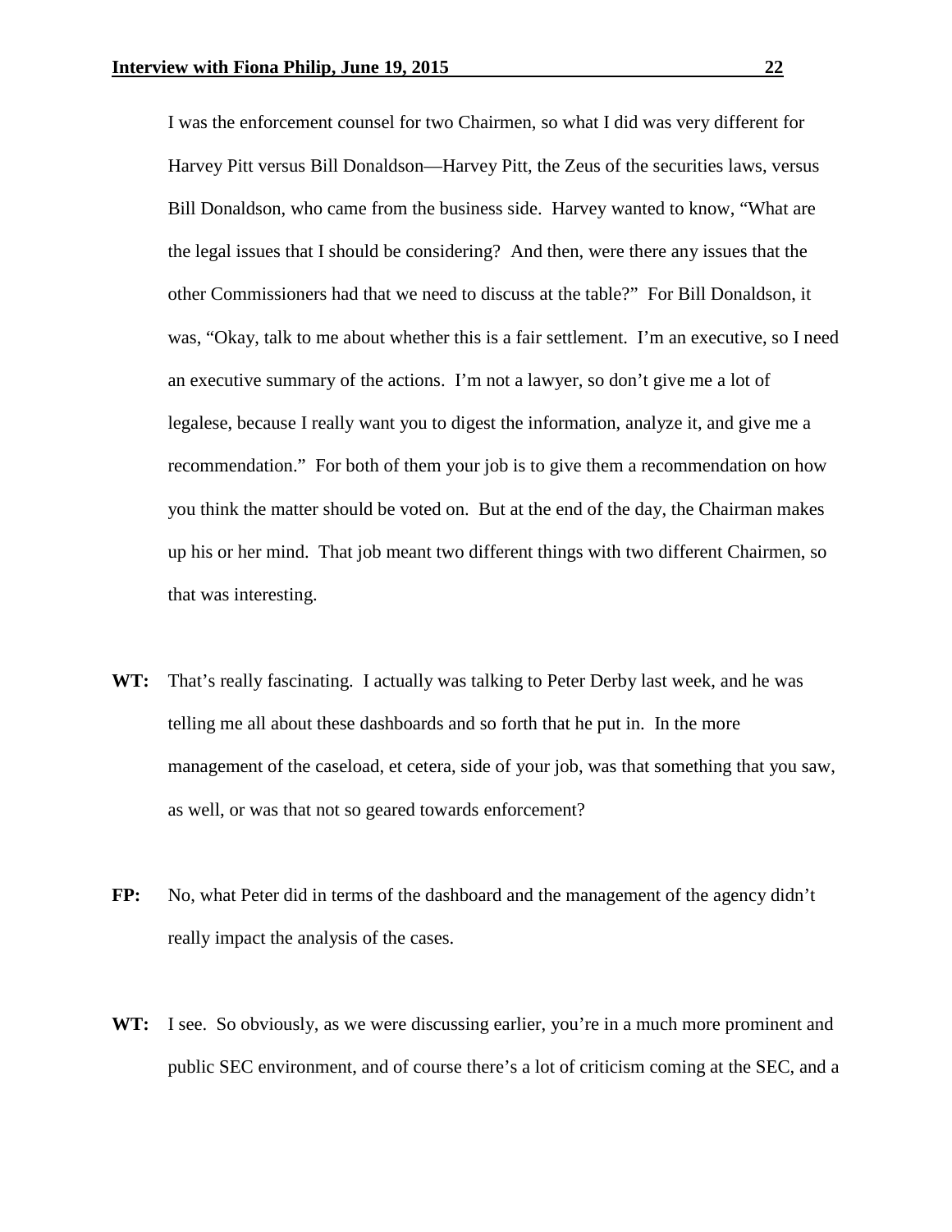I was the enforcement counsel for two Chairmen, so what I did was very different for Harvey Pitt versus Bill Donaldson—Harvey Pitt, the Zeus of the securities laws, versus Bill Donaldson, who came from the business side. Harvey wanted to know, "What are the legal issues that I should be considering? And then, were there any issues that the other Commissioners had that we need to discuss at the table?" For Bill Donaldson, it was, "Okay, talk to me about whether this is a fair settlement. I'm an executive, so I need an executive summary of the actions. I'm not a lawyer, so don't give me a lot of legalese, because I really want you to digest the information, analyze it, and give me a recommendation." For both of them your job is to give them a recommendation on how you think the matter should be voted on. But at the end of the day, the Chairman makes up his or her mind. That job meant two different things with two different Chairmen, so that was interesting.

**WT:** That's really fascinating. I actually was talking to Peter Derby last week, and he was telling me all about these dashboards and so forth that he put in. In the more management of the caseload, et cetera, side of your job, was that something that you saw, as well, or was that not so geared towards enforcement?

**FP:** No, what Peter did in terms of the dashboard and the management of the agency didn't really impact the analysis of the cases.

**WT:** I see. So obviously, as we were discussing earlier, you're in a much more prominent and public SEC environment, and of course there's a lot of criticism coming at the SEC, and a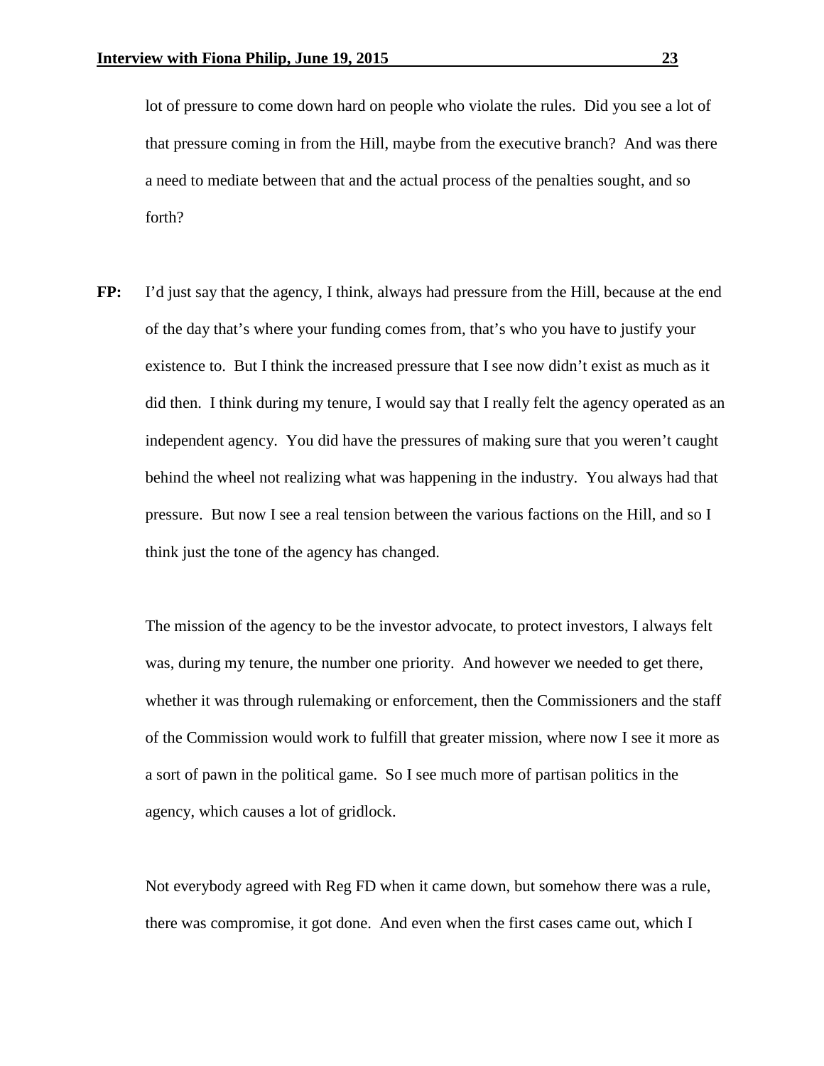lot of pressure to come down hard on people who violate the rules. Did you see a lot of that pressure coming in from the Hill, maybe from the executive branch? And was there a need to mediate between that and the actual process of the penalties sought, and so forth?

**FP:** I'd just say that the agency, I think, always had pressure from the Hill, because at the end of the day that's where your funding comes from, that's who you have to justify your existence to. But I think the increased pressure that I see now didn't exist as much as it did then. I think during my tenure, I would say that I really felt the agency operated as an independent agency. You did have the pressures of making sure that you weren't caught behind the wheel not realizing what was happening in the industry. You always had that pressure. But now I see a real tension between the various factions on the Hill, and so I think just the tone of the agency has changed.

The mission of the agency to be the investor advocate, to protect investors, I always felt was, during my tenure, the number one priority. And however we needed to get there, whether it was through rulemaking or enforcement, then the Commissioners and the staff of the Commission would work to fulfill that greater mission, where now I see it more as a sort of pawn in the political game. So I see much more of partisan politics in the agency, which causes a lot of gridlock.

Not everybody agreed with Reg FD when it came down, but somehow there was a rule, there was compromise, it got done. And even when the first cases came out, which I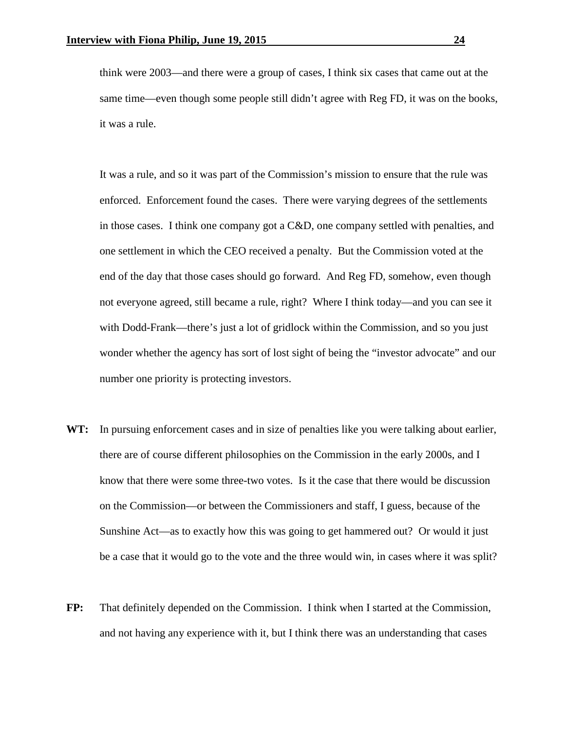think were 2003—and there were a group of cases, I think six cases that came out at the same time—even though some people still didn't agree with Reg FD, it was on the books, it was a rule.

It was a rule, and so it was part of the Commission's mission to ensure that the rule was enforced. Enforcement found the cases. There were varying degrees of the settlements in those cases. I think one company got a C&D, one company settled with penalties, and one settlement in which the CEO received a penalty. But the Commission voted at the end of the day that those cases should go forward. And Reg FD, somehow, even though not everyone agreed, still became a rule, right? Where I think today—and you can see it with Dodd-Frank—there's just a lot of gridlock within the Commission, and so you just wonder whether the agency has sort of lost sight of being the "investor advocate" and our number one priority is protecting investors.

**WT:** In pursuing enforcement cases and in size of penalties like you were talking about earlier, there are of course different philosophies on the Commission in the early 2000s, and I know that there were some three-two votes. Is it the case that there would be discussion on the Commission—or between the Commissioners and staff, I guess, because of the Sunshine Act—as to exactly how this was going to get hammered out? Or would it just be a case that it would go to the vote and the three would win, in cases where it was split?

**FP:** That definitely depended on the Commission. I think when I started at the Commission, and not having any experience with it, but I think there was an understanding that cases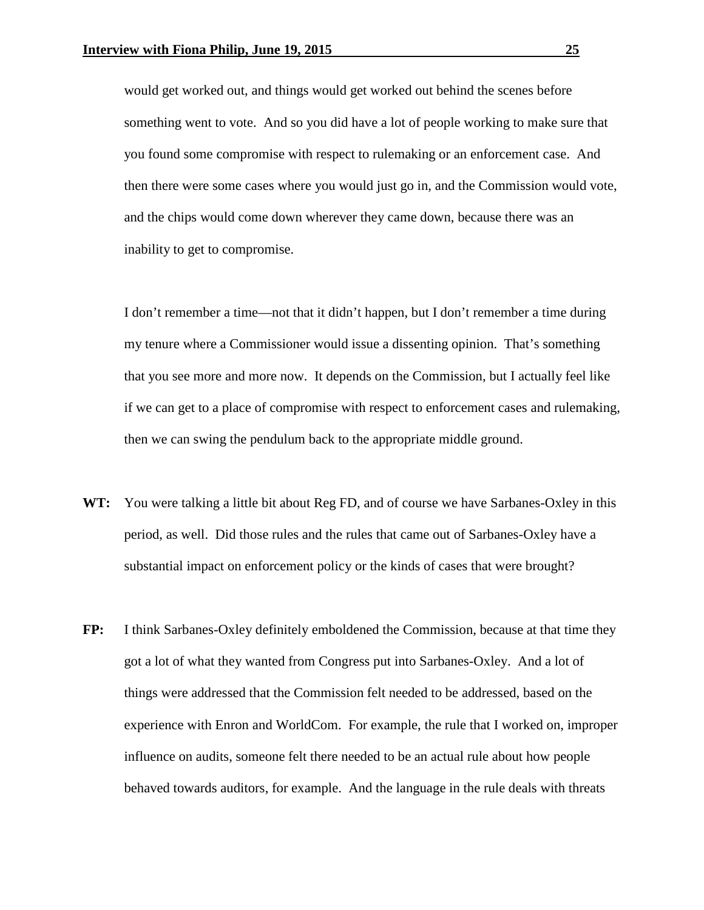would get worked out, and things would get worked out behind the scenes before something went to vote. And so you did have a lot of people working to make sure that you found some compromise with respect to rulemaking or an enforcement case. And then there were some cases where you would just go in, and the Commission would vote, and the chips would come down wherever they came down, because there was an inability to get to compromise.

I don't remember a time—not that it didn't happen, but I don't remember a time during my tenure where a Commissioner would issue a dissenting opinion. That's something that you see more and more now. It depends on the Commission, but I actually feel like if we can get to a place of compromise with respect to enforcement cases and rulemaking, then we can swing the pendulum back to the appropriate middle ground.

**WT:** You were talking a little bit about Reg FD, and of course we have Sarbanes-Oxley in this period, as well. Did those rules and the rules that came out of Sarbanes-Oxley have a substantial impact on enforcement policy or the kinds of cases that were brought?

**FP:** I think Sarbanes-Oxley definitely emboldened the Commission, because at that time they got a lot of what they wanted from Congress put into Sarbanes-Oxley. And a lot of things were addressed that the Commission felt needed to be addressed, based on the experience with Enron and WorldCom. For example, the rule that I worked on, improper influence on audits, someone felt there needed to be an actual rule about how people behaved towards auditors, for example. And the language in the rule deals with threats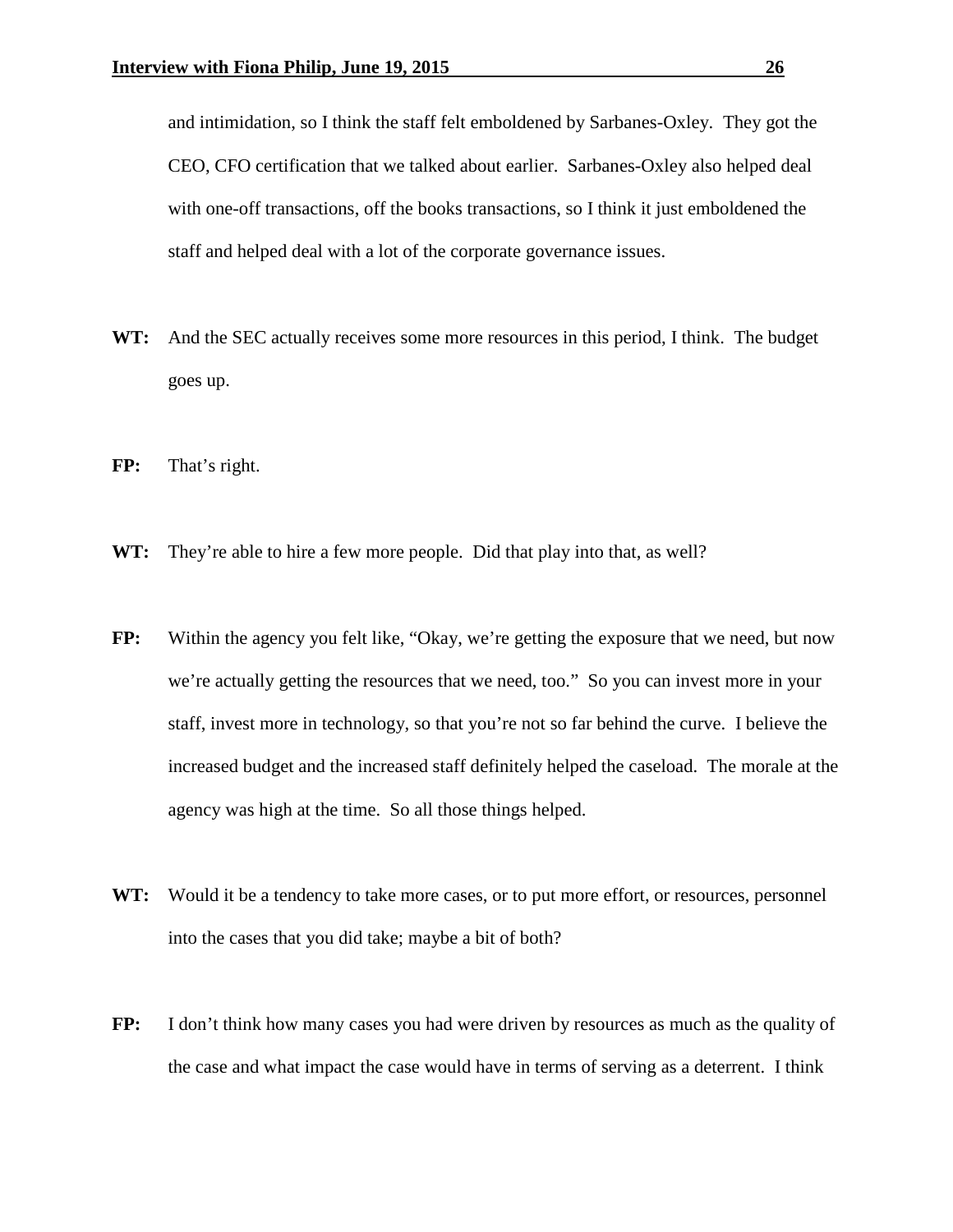and intimidation, so I think the staff felt emboldened by Sarbanes-Oxley. They got the CEO, CFO certification that we talked about earlier. Sarbanes-Oxley also helped deal with one-off transactions, off the books transactions, so I think it just emboldened the staff and helped deal with a lot of the corporate governance issues.

**WT:** And the SEC actually receives some more resources in this period, I think. The budget goes up.

**FP:** That's right.

**WT:** They're able to hire a few more people. Did that play into that, as well?

**FP:** Within the agency you felt like, "Okay, we're getting the exposure that we need, but now we're actually getting the resources that we need, too." So you can invest more in your staff, invest more in technology, so that you're not so far behind the curve. I believe the increased budget and the increased staff definitely helped the caseload. The morale at the agency was high at the time. So all those things helped.

**WT:** Would it be a tendency to take more cases, or to put more effort, or resources, personnel into the cases that you did take; maybe a bit of both?

**FP:** I don't think how many cases you had were driven by resources as much as the quality of the case and what impact the case would have in terms of serving as a deterrent. I think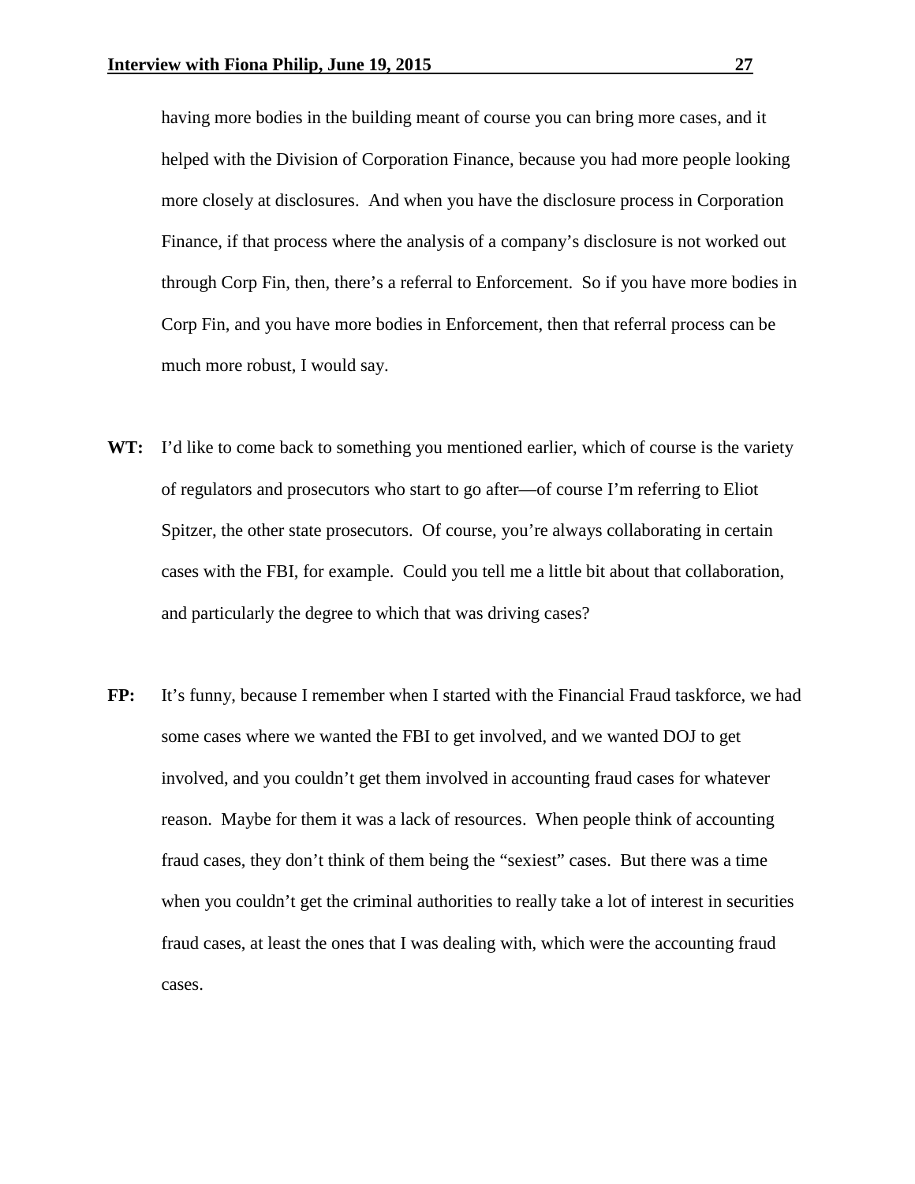having more bodies in the building meant of course you can bring more cases, and it helped with the Division of Corporation Finance, because you had more people looking more closely at disclosures. And when you have the disclosure process in Corporation Finance, if that process where the analysis of a company's disclosure is not worked out through Corp Fin, then, there's a referral to Enforcement. So if you have more bodies in Corp Fin, and you have more bodies in Enforcement, then that referral process can be much more robust, I would say.

**WT:** I'd like to come back to something you mentioned earlier, which of course is the variety of regulators and prosecutors who start to go after—of course I'm referring to Eliot Spitzer, the other state prosecutors. Of course, you're always collaborating in certain cases with the FBI, for example. Could you tell me a little bit about that collaboration, and particularly the degree to which that was driving cases?

**FP:** It's funny, because I remember when I started with the Financial Fraud taskforce, we had some cases where we wanted the FBI to get involved, and we wanted DOJ to get involved, and you couldn't get them involved in accounting fraud cases for whatever reason. Maybe for them it was a lack of resources. When people think of accounting fraud cases, they don't think of them being the "sexiest" cases. But there was a time when you couldn't get the criminal authorities to really take a lot of interest in securities fraud cases, at least the ones that I was dealing with, which were the accounting fraud cases.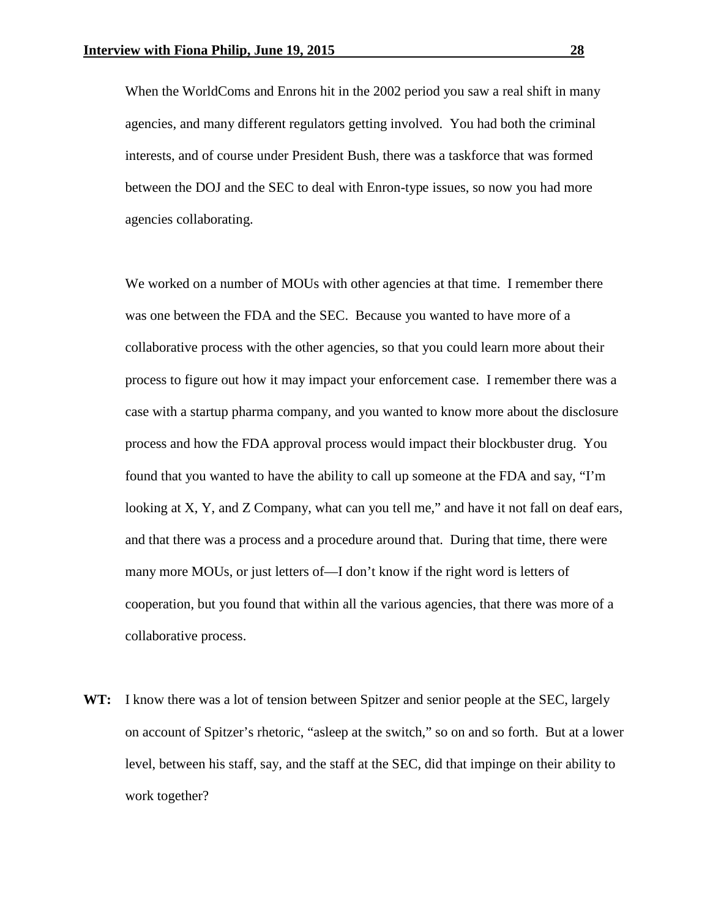When the WorldComs and Enrons hit in the 2002 period you saw a real shift in many agencies, and many different regulators getting involved. You had both the criminal interests, and of course under President Bush, there was a taskforce that was formed between the DOJ and the SEC to deal with Enron-type issues, so now you had more agencies collaborating.

We worked on a number of MOUs with other agencies at that time. I remember there was one between the FDA and the SEC. Because you wanted to have more of a collaborative process with the other agencies, so that you could learn more about their process to figure out how it may impact your enforcement case. I remember there was a case with a startup pharma company, and you wanted to know more about the disclosure process and how the FDA approval process would impact their blockbuster drug. You found that you wanted to have the ability to call up someone at the FDA and say, "I'm looking at X, Y, and Z Company, what can you tell me," and have it not fall on deaf ears, and that there was a process and a procedure around that. During that time, there were many more MOUs, or just letters of—I don't know if the right word is letters of cooperation, but you found that within all the various agencies, that there was more of a collaborative process.

**WT:** I know there was a lot of tension between Spitzer and senior people at the SEC, largely on account of Spitzer's rhetoric, "asleep at the switch," so on and so forth. But at a lower level, between his staff, say, and the staff at the SEC, did that impinge on their ability to work together?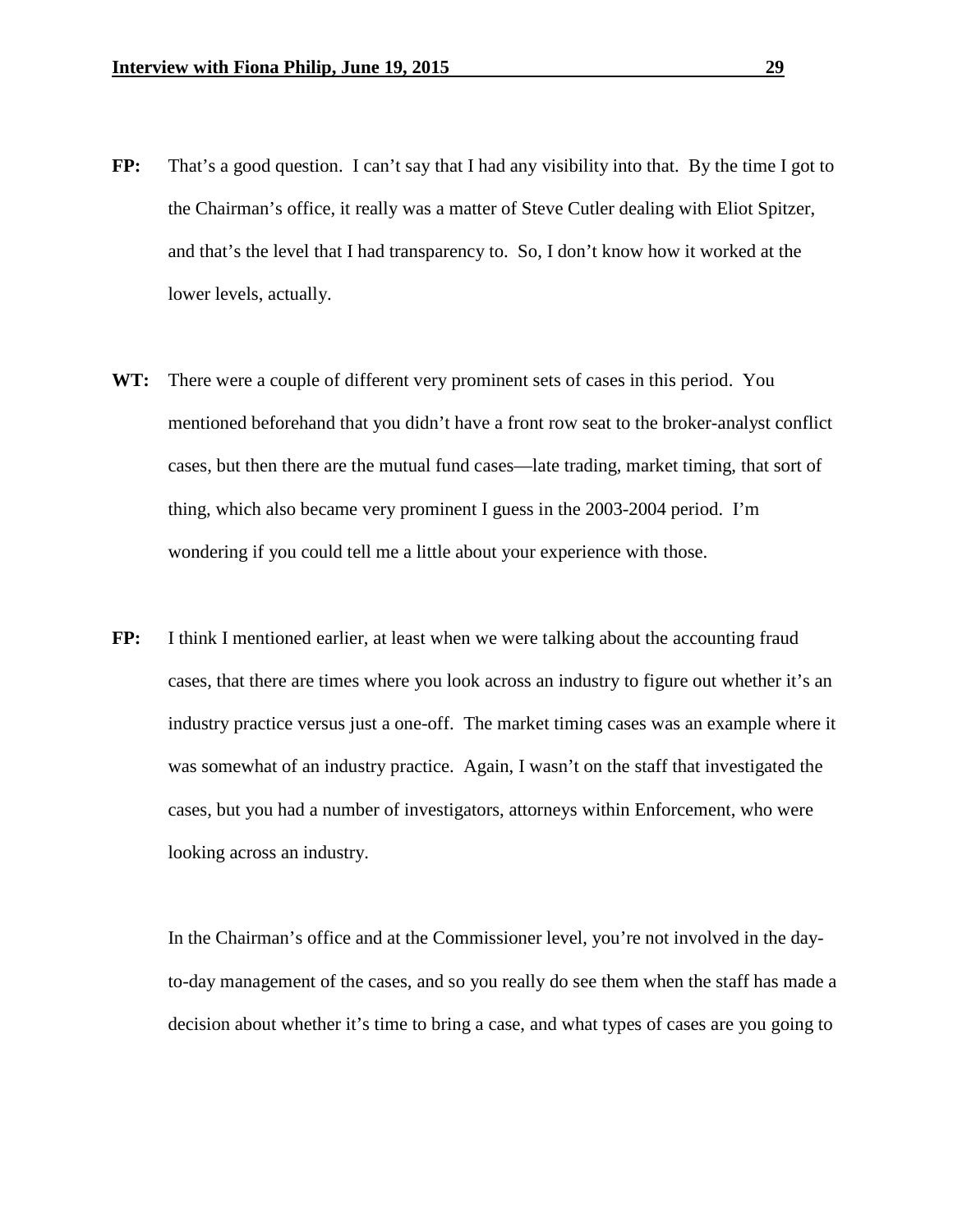**FP:** That's a good question. I can't say that I had any visibility into that. By the time I got to the Chairman's office, it really was a matter of Steve Cutler dealing with Eliot Spitzer, and that's the level that I had transparency to. So, I don't know how it worked at the lower levels, actually.

**WT:** There were a couple of different very prominent sets of cases in this period. You mentioned beforehand that you didn't have a front row seat to the broker-analyst conflict cases, but then there are the mutual fund cases—late trading, market timing, that sort of thing, which also became very prominent I guess in the 2003-2004 period. I'm wondering if you could tell me a little about your experience with those.

**FP:** I think I mentioned earlier, at least when we were talking about the accounting fraud cases, that there are times where you look across an industry to figure out whether it's an industry practice versus just a one-off. The market timing cases was an example where it was somewhat of an industry practice. Again, I wasn't on the staff that investigated the cases, but you had a number of investigators, attorneys within Enforcement, who were looking across an industry.

In the Chairman's office and at the Commissioner level, you're not involved in the day-to-day management of the cases, and so you really do see them when the staff has made a decision about whether it's time to bring a case, and what types of cases are you going to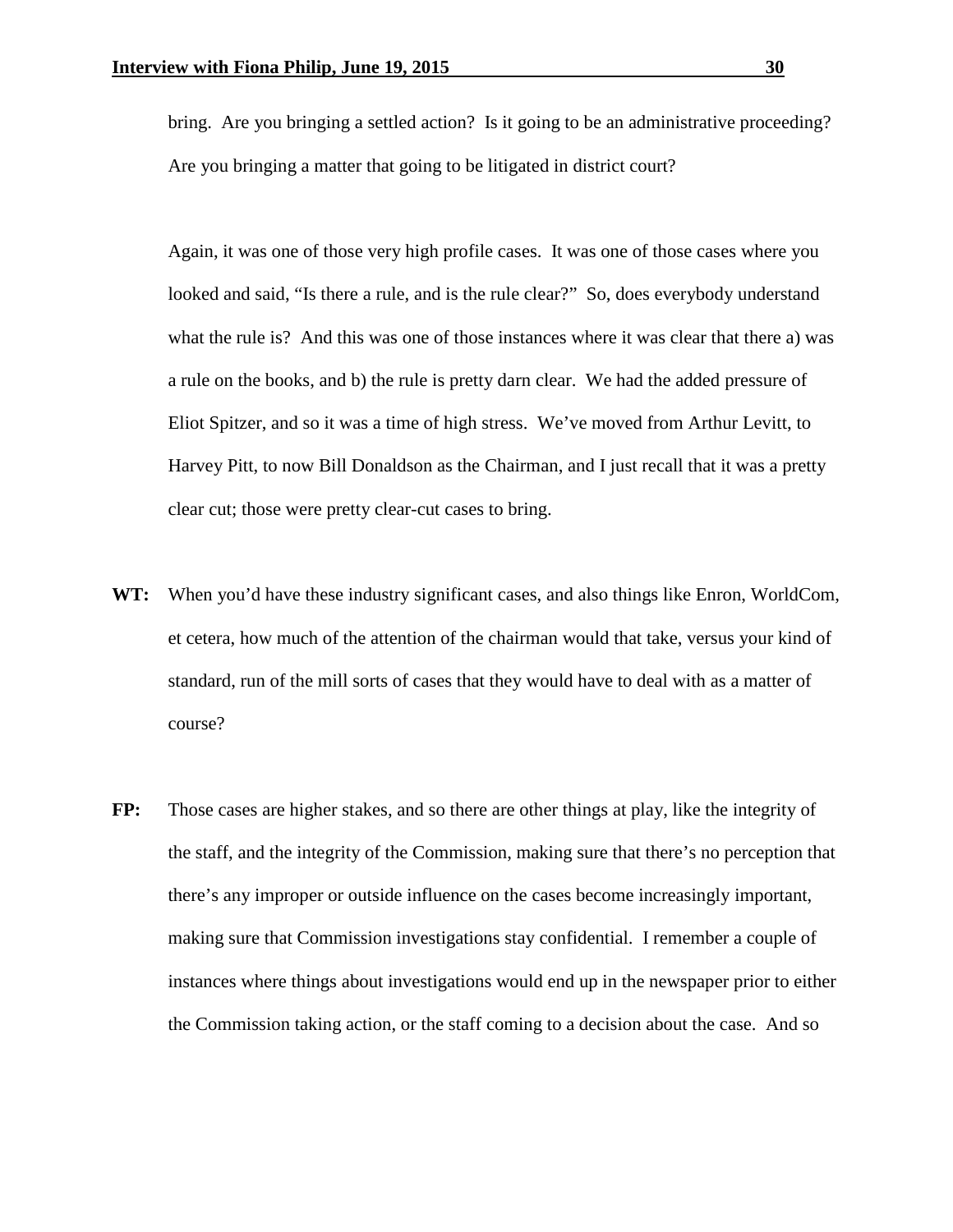bring. Are you bringing a settled action? Is it going to be an administrative proceeding? Are you bringing a matter that going to be litigated in district court?

Again, it was one of those very high profile cases. It was one of those cases where you looked and said, "Is there a rule, and is the rule clear?" So, does everybody understand what the rule is? And this was one of those instances where it was clear that there a) was a rule on the books, and b) the rule is pretty darn clear. We had the added pressure of Eliot Spitzer, and so it was a time of high stress. We've moved from Arthur Levitt, to Harvey Pitt, to now Bill Donaldson as the Chairman, and I just recall that it was a pretty clear cut; those were pretty clear-cut cases to bring.

**WT:** When you'd have these industry significant cases, and also things like Enron, WorldCom, et cetera, how much of the attention of the chairman would that take, versus your kind of standard, run of the mill sorts of cases that they would have to deal with as a matter of course?

**FP:** Those cases are higher stakes, and so there are other things at play, like the integrity of the staff, and the integrity of the Commission, making sure that there's no perception that there's any improper or outside influence on the cases become increasingly important, making sure that Commission investigations stay confidential. I remember a couple of instances where things about investigations would end up in the newspaper prior to either the Commission taking action, or the staff coming to a decision about the case. And so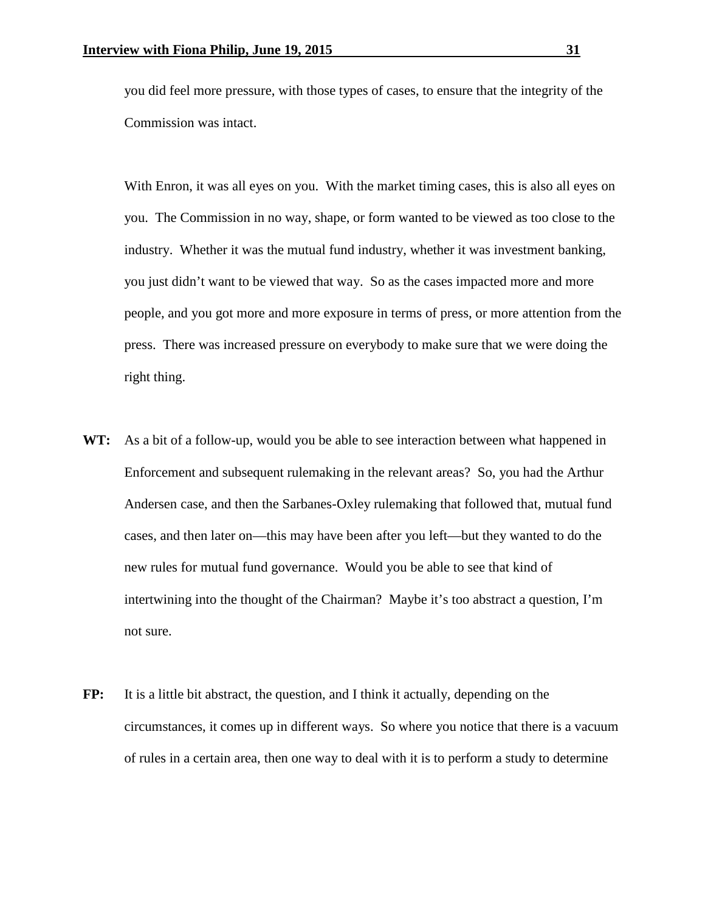you did feel more pressure, with those types of cases, to ensure that the integrity of the Commission was intact.

With Enron, it was all eyes on you. With the market timing cases, this is also all eyes on you. The Commission in no way, shape, or form wanted to be viewed as too close to the industry. Whether it was the mutual fund industry, whether it was investment banking, you just didn't want to be viewed that way. So as the cases impacted more and more people, and you got more and more exposure in terms of press, or more attention from the press. There was increased pressure on everybody to make sure that we were doing the right thing.

**WT:** As a bit of a follow-up, would you be able to see interaction between what happened in Enforcement and subsequent rulemaking in the relevant areas? So, you had the Arthur Andersen case, and then the Sarbanes-Oxley rulemaking that followed that, mutual fund cases, and then later on—this may have been after you left—but they wanted to do the new rules for mutual fund governance. Would you be able to see that kind of intertwining into the thought of the Chairman? Maybe it's too abstract a question, I'm not sure.

**FP:** It is a little bit abstract, the question, and I think it actually, depending on the circumstances, it comes up in different ways. So where you notice that there is a vacuum of rules in a certain area, then one way to deal with it is to perform a study to determine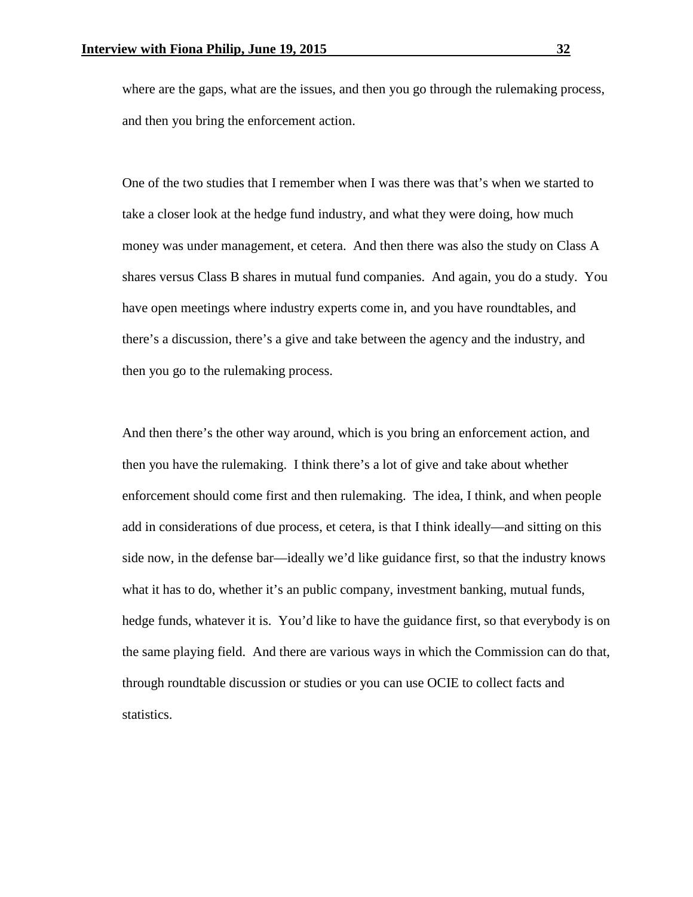where are the gaps, what are the issues, and then you go through the rulemaking process, and then you bring the enforcement action.

One of the two studies that I remember when I was there was that's when we started to take a closer look at the hedge fund industry, and what they were doing, how much money was under management, et cetera. And then there was also the study on Class A shares versus Class B shares in mutual fund companies. And again, you do a study. You have open meetings where industry experts come in, and you have roundtables, and there's a discussion, there's a give and take between the agency and the industry, and then you go to the rulemaking process.

And then there's the other way around, which is you bring an enforcement action, and then you have the rulemaking. I think there's a lot of give and take about whether enforcement should come first and then rulemaking. The idea, I think, and when people add in considerations of due process, et cetera, is that I think ideally—and sitting on this side now, in the defense bar—ideally we'd like guidance first, so that the industry knows what it has to do, whether it's an public company, investment banking, mutual funds, hedge funds, whatever it is. You'd like to have the guidance first, so that everybody is on the same playing field. And there are various ways in which the Commission can do that, through roundtable discussion or studies or you can use OCIE to collect facts and statistics.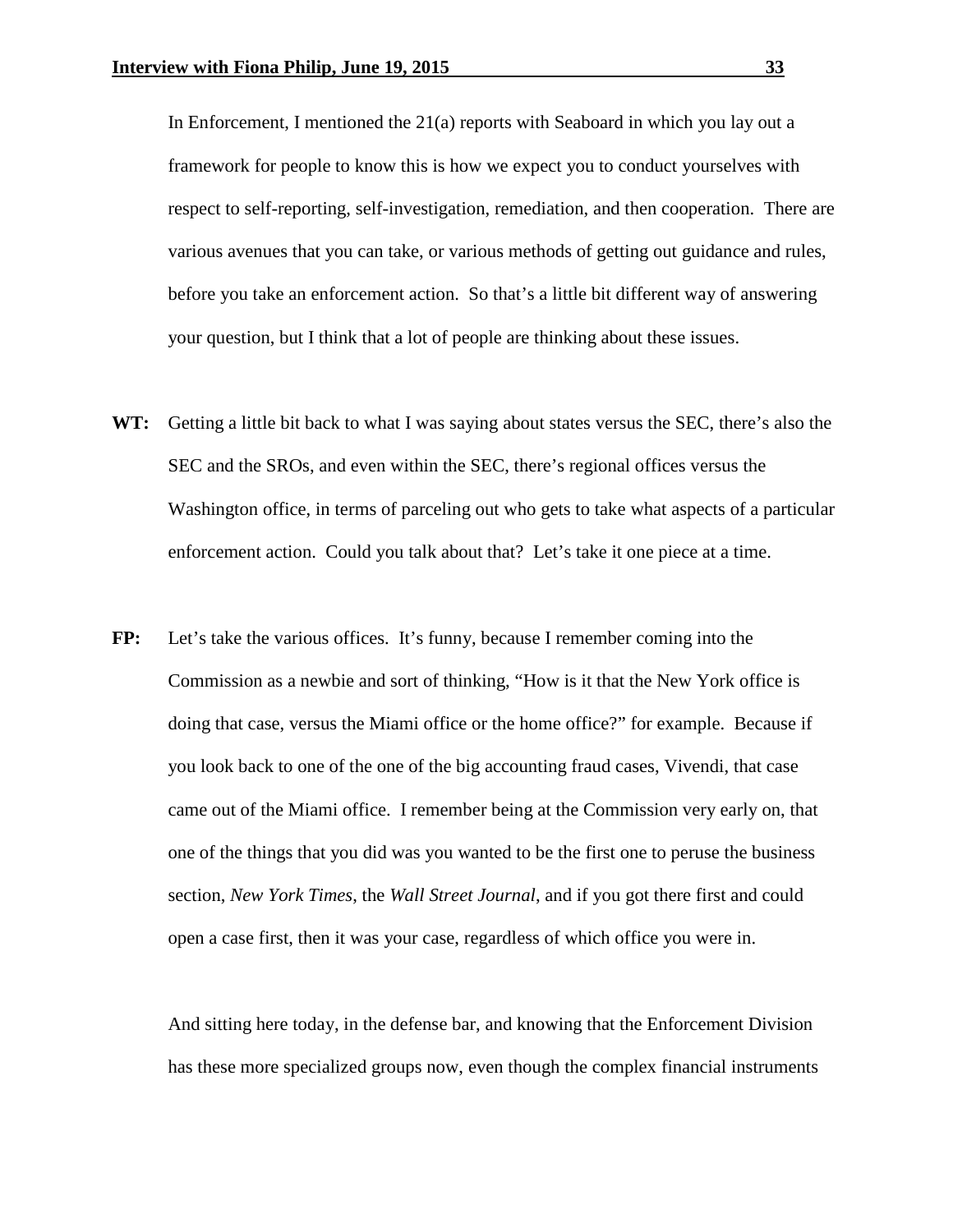In Enforcement, I mentioned the 21(a) reports with Seaboard in which you lay out a framework for people to know this is how we expect you to conduct yourselves with respect to self-reporting, self-investigation, remediation, and then cooperation. There are various avenues that you can take, or various methods of getting out guidance and rules, before you take an enforcement action. So that's a little bit different way of answering your question, but I think that a lot of people are thinking about these issues.

**WT:** Getting a little bit back to what I was saying about states versus the SEC, there's also the SEC and the SROs, and even within the SEC, there's regional offices versus the Washington office, in terms of parceling out who gets to take what aspects of a particular enforcement action. Could you talk about that? Let's take it one piece at a time.

**FP:** Let's take the various offices. It's funny, because I remember coming into the Commission as a newbie and sort of thinking, "How is it that the New York office is doing that case, versus the Miami office or the home office?" for example. Because if you look back to one of the one of the big accounting fraud cases, Vivendi, that case came out of the Miami office. I remember being at the Commission very early on, that one of the things that you did was you wanted to be the first one to peruse the business section, *New York Times*, the *Wall Street Journal*, and if you got there first and could open a case first, then it was your case, regardless of which office you were in.

And sitting here today, in the defense bar, and knowing that the Enforcement Division has these more specialized groups now, even though the complex financial instruments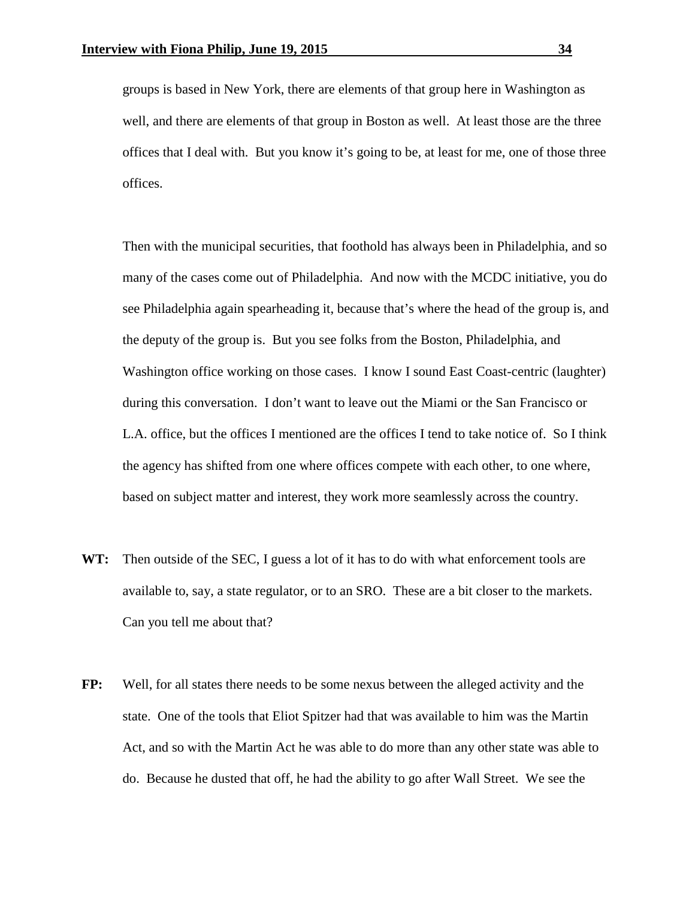groups is based in New York, there are elements of that group here in Washington as well, and there are elements of that group in Boston as well. At least those are the three offices that I deal with. But you know it's going to be, at least for me, one of those three offices.

Then with the municipal securities, that foothold has always been in Philadelphia, and so many of the cases come out of Philadelphia. And now with the MCDC initiative, you do see Philadelphia again spearheading it, because that's where the head of the group is, and the deputy of the group is. But you see folks from the Boston, Philadelphia, and Washington office working on those cases. I know I sound East Coast-centric (laughter) during this conversation. I don't want to leave out the Miami or the San Francisco or L.A. office, but the offices I mentioned are the offices I tend to take notice of. So I think the agency has shifted from one where offices compete with each other, to one where, based on subject matter and interest, they work more seamlessly across the country.

**WT:** Then outside of the SEC, I guess a lot of it has to do with what enforcement tools are available to, say, a state regulator, or to an SRO. These are a bit closer to the markets. Can you tell me about that?

**FP:** Well, for all states there needs to be some nexus between the alleged activity and the state. One of the tools that Eliot Spitzer had that was available to him was the Martin Act, and so with the Martin Act he was able to do more than any other state was able to do. Because he dusted that off, he had the ability to go after Wall Street. We see the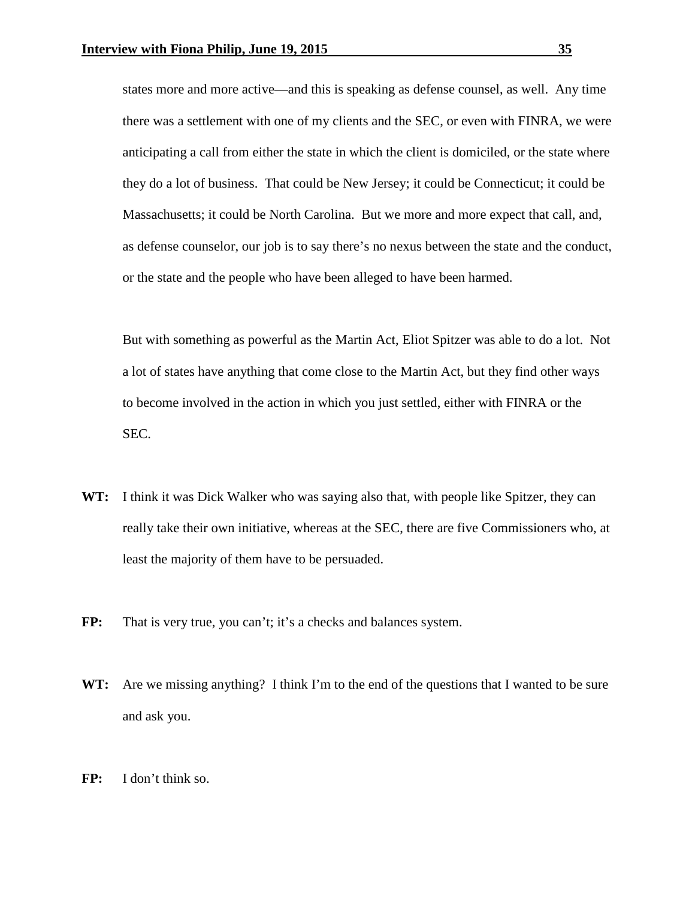states more and more active—and this is speaking as defense counsel, as well. Any time there was a settlement with one of my clients and the SEC, or even with FINRA, we were anticipating a call from either the state in which the client is domiciled, or the state where they do a lot of business. That could be New Jersey; it could be Connecticut; it could be Massachusetts; it could be North Carolina. But we more and more expect that call, and, as defense counselor, our job is to say there's no nexus between the state and the conduct, or the state and the people who have been alleged to have been harmed.

But with something as powerful as the Martin Act, Eliot Spitzer was able to do a lot. Not a lot of states have anything that come close to the Martin Act, but they find other ways to become involved in the action in which you just settled, either with FINRA or the SEC.

**WT:** I think it was Dick Walker who was saying also that, with people like Spitzer, they can really take their own initiative, whereas at the SEC, there are five Commissioners who, at least the majority of them have to be persuaded.

**FP:** That is very true, you can't; it's a checks and balances system.

**WT:** Are we missing anything? I think I'm to the end of the questions that I wanted to be sure and ask you.

**FP:** I don't think so.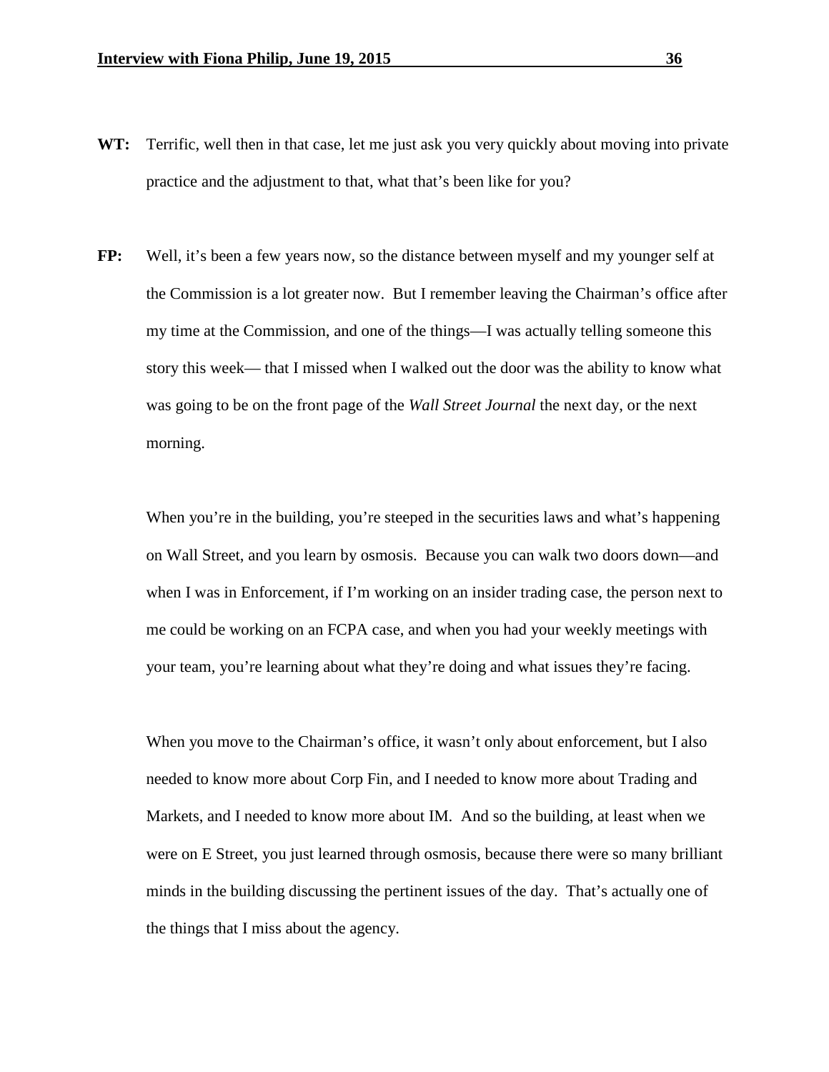**WT:** Terrific, well then in that case, let me just ask you very quickly about moving into private practice and the adjustment to that, what that's been like for you?

**FP:** Well, it's been a few years now, so the distance between myself and my younger self at the Commission is a lot greater now. But I remember leaving the Chairman's office after my time at the Commission, and one of the things—I was actually telling someone this story this week— that I missed when I walked out the door was the ability to know what was going to be on the front page of the *Wall Street Journal* the next day, or the next morning.

When you're in the building, you're steeped in the securities laws and what's happening on Wall Street, and you learn by osmosis. Because you can walk two doors down—and when I was in Enforcement, if I'm working on an insider trading case, the person next to me could be working on an FCPA case, and when you had your weekly meetings with your team, you're learning about what they're doing and what issues they're facing.

When you move to the Chairman's office, it wasn't only about enforcement, but I also needed to know more about Corp Fin, and I needed to know more about Trading and Markets, and I needed to know more about IM. And so the building, at least when we were on E Street, you just learned through osmosis, because there were so many brilliant minds in the building discussing the pertinent issues of the day. That's actually one of the things that I miss about the agency.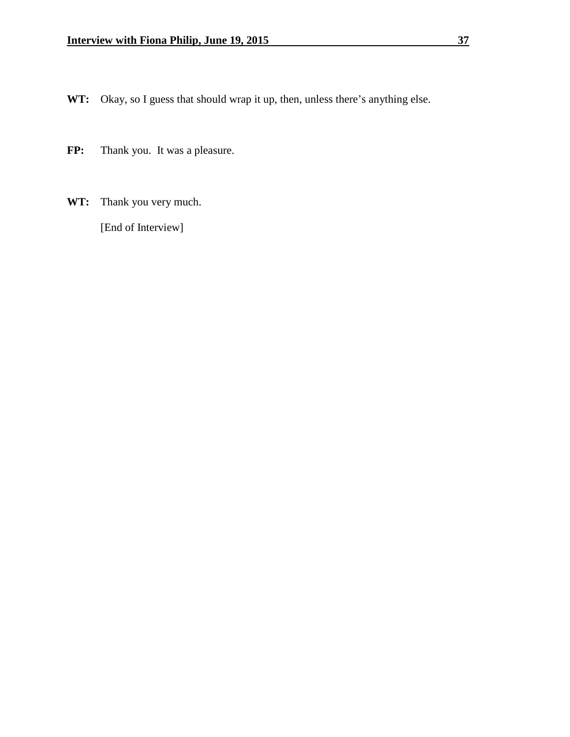**WT:** Okay, so I guess that should wrap it up, then, unless there's anything else.

**FP:** Thank you. It was a pleasure.

**WT:** Thank you very much.

[End of Interview]